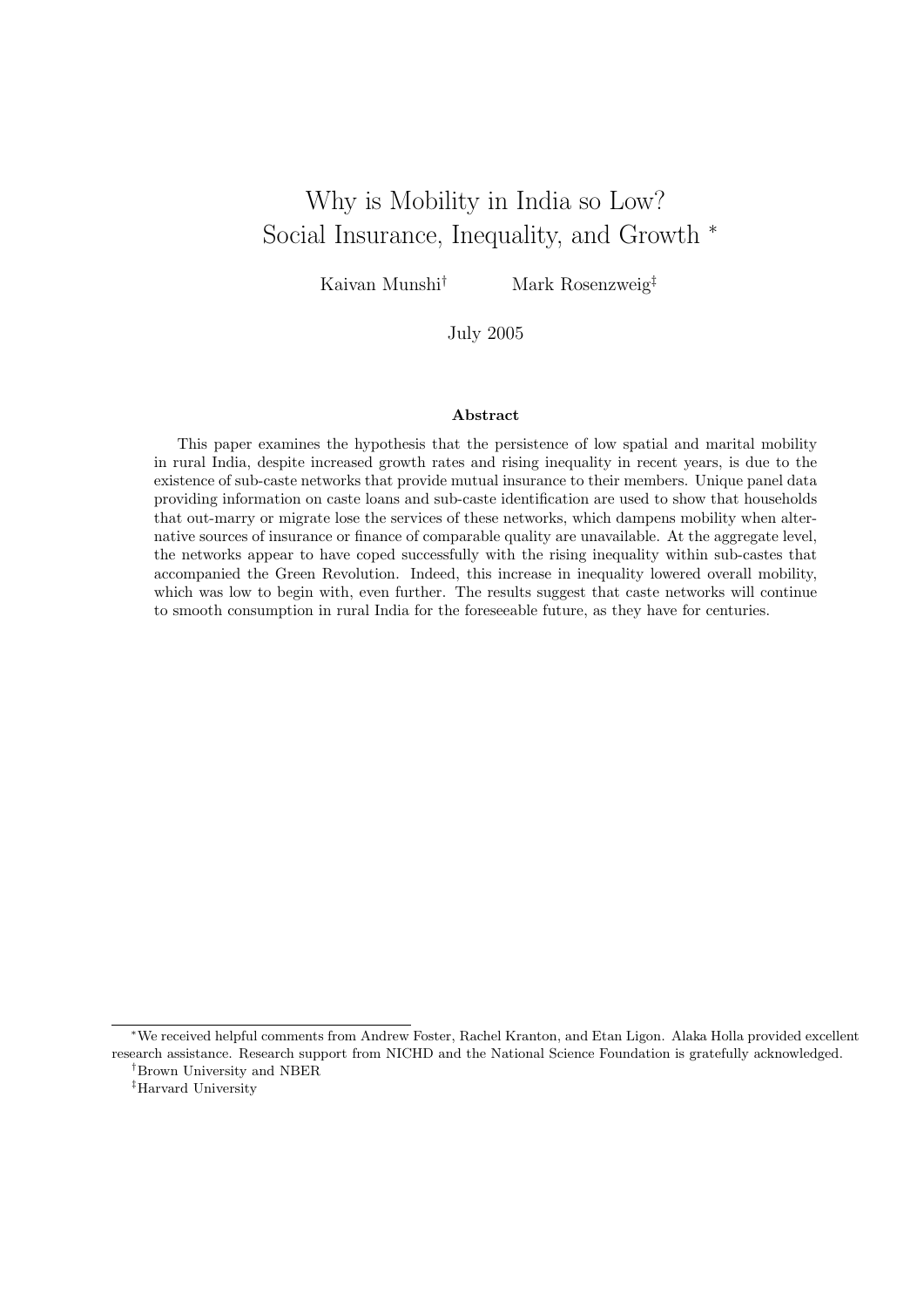# Why is Mobility in India so Low? Social Insurance, Inequality, and Growth *

Kaivan Munshi†  Mark Rosenzweig‡

July 2005

## Abstract

This paper examines the hypothesis that the persistence of low spatial and marital mobility in rural India, despite increased growth rates and rising inequality in recent years, is due to the existence of sub-caste networks that provide mutual insurance to their members. Unique panel data providing information on caste loans and sub-caste identification are used to show that households that out-marry or migrate lose the services of these networks, which dampens mobility when alternative sources of insurance or finance of comparable quality are unavailable. At the aggregate level, the networks appear to have coped successfully with the rising inequality within sub-castes that accompanied the Green Revolution. Indeed, this increase in inequality lowered overall mobility, which was low to begin with, even further. The results suggest that caste networks will continue to smooth consumption in rural India for the foreseeable future, as they have for centuries.

---

*We received helpful comments from Andrew Foster, Rachel Kranton, and Etan Ligon. Alaka Holla provided excellent research assistance. Research support from NICHD and the National Science Foundation is gratefully acknowledged.

†Brown University and NBER

‡Harvard University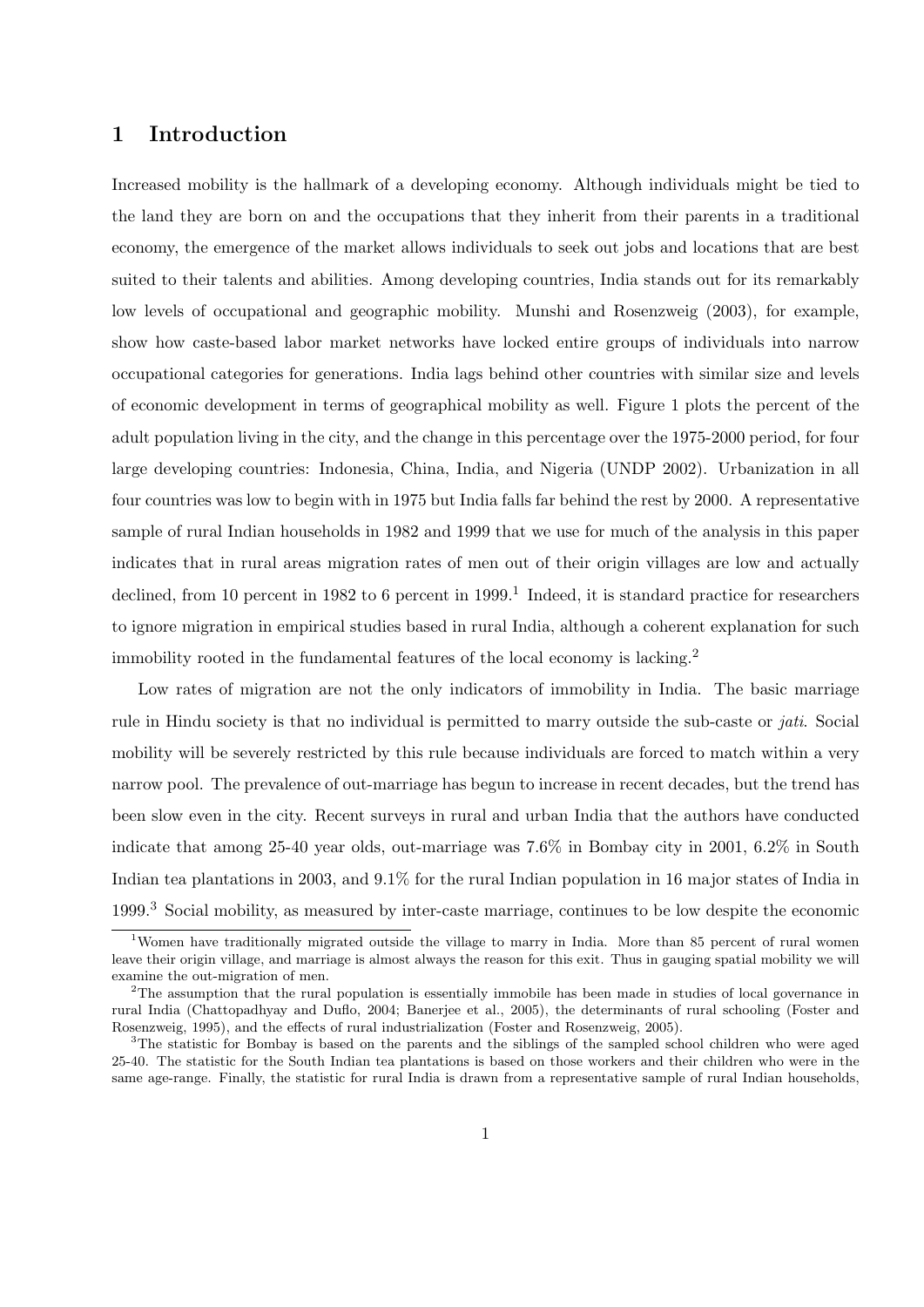# 1 Introduction

Increased mobility is the hallmark of a developing economy. Although individuals might be tied to the land they are born on and the occupations that they inherit from their parents in a traditional economy, the emergence of the market allows individuals to seek out jobs and locations that are best suited to their talents and abilities. Among developing countries, India stands out for its remarkably low levels of occupational and geographic mobility. Munshi and Rosenzweig (2003), for example, show how caste-based labor market networks have locked entire groups of individuals into narrow occupational categories for generations. India lags behind other countries with similar size and levels of economic development in terms of geographical mobility as well. Figure 1 plots the percent of the adult population living in the city, and the change in this percentage over the 1975-2000 period, for four large developing countries: Indonesia, China, India, and Nigeria (UNDP 2002). Urbanization in all four countries was low to begin with in 1975 but India falls far behind the rest by 2000. A representative sample of rural Indian households in 1982 and 1999 that we use for much of the analysis in this paper indicates that in rural areas migration rates of men out of their origin villages are low and actually declined, from 10 percent in 1982 to 6 percent in 1999.[1] Indeed, it is standard practice for researchers to ignore migration in empirical studies based in rural India, although a coherent explanation for such immobility rooted in the fundamental features of the local economy is lacking.[2]

Low rates of migration are not the only indicators of immobility in India. The basic marriage rule in Hindu society is that no individual is permitted to marry outside the sub-caste or *jati*. Social mobility will be severely restricted by this rule because individuals are forced to match within a very narrow pool. The prevalence of out-marriage has begun to increase in recent decades, but the trend has been slow even in the city. Recent surveys in rural and urban India that the authors have conducted indicate that among 25-40 year olds, out-marriage was 7.6% in Bombay city in 2001, 6.2% in South Indian tea plantations in 2003, and 9.1% for the rural Indian population in 16 major states of India in 1999.[3] Social mobility, as measured by inter-caste marriage, continues to be low despite the economic

[1] Women have traditionally migrated outside the village to marry in India. More than 85 percent of rural women leave their origin village, and marriage is almost always the reason for this exit. Thus in gauging spatial mobility we will examine the out-migration of men.

[2] The assumption that the rural population is essentially immobile has been made in studies of local governance in rural India (Chattopadhyay and Duflo, 2004; Banerjee et al., 2005), the determinants of rural schooling (Foster and Rosenzweig, 1995), and the effects of rural industrialization (Foster and Rosenzweig, 2005).

[3] The statistic for Bombay is based on the parents and the siblings of the sampled school children who were aged 25-40. The statistic for the South Indian tea plantations is based on those workers and their children who were in the same age-range. Finally, the statistic for rural India is drawn from a representative sample of rural Indian households,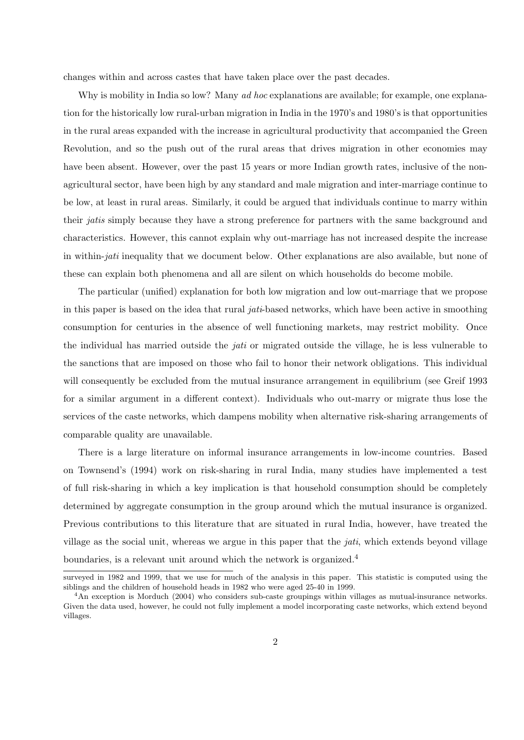changes within and across castes that have taken place over the past decades.

Why is mobility in India so low? Many *ad hoc* explanations are available; for example, one explanation for the historically low rural-urban migration in India in the 1970's and 1980's is that opportunities in the rural areas expanded with the increase in agricultural productivity that accompanied the Green Revolution, and so the push out of the rural areas that drives migration in other economies may have been absent. However, over the past 15 years or more Indian growth rates, inclusive of the non-agricultural sector, have been high by any standard and male migration and inter-marriage continue to be low, at least in rural areas. Similarly, it could be argued that individuals continue to marry within their *jatis* simply because they have a strong preference for partners with the same background and characteristics. However, this cannot explain why out-marriage has not increased despite the increase in within-*jati* inequality that we document below. Other explanations are also available, but none of these can explain both phenomena and all are silent on which households do become mobile.

The particular (unified) explanation for both low migration and low out-marriage that we propose in this paper is based on the idea that rural *jati*-based networks, which have been active in smoothing consumption for centuries in the absence of well functioning markets, may restrict mobility. Once the individual has married outside the *jati* or migrated outside the village, he is less vulnerable to the sanctions that are imposed on those who fail to honor their network obligations. This individual will consequently be excluded from the mutual insurance arrangement in equilibrium (see Greif 1993 for a similar argument in a different context). Individuals who out-marry or migrate thus lose the services of the caste networks, which dampens mobility when alternative risk-sharing arrangements of comparable quality are unavailable.

There is a large literature on informal insurance arrangements in low-income countries. Based on Townsend's (1994) work on risk-sharing in rural India, many studies have implemented a test of full risk-sharing in which a key implication is that household consumption should be completely determined by aggregate consumption in the group around which the mutual insurance is organized. Previous contributions to this literature that are situated in rural India, however, have treated the village as the social unit, whereas we argue in this paper that the *jati*, which extends beyond village boundaries, is a relevant unit around which the network is organized.[4]

surveyed in 1982 and 1999, that we use for much of the analysis in this paper. This statistic is computed using the siblings and the children of household heads in 1982 who were aged 25-40 in 1999.

[4] An exception is Morduch (2004) who considers sub-caste groupings within villages as mutual-insurance networks. Given the data used, however, he could not fully implement a model incorporating caste networks, which extend beyond villages.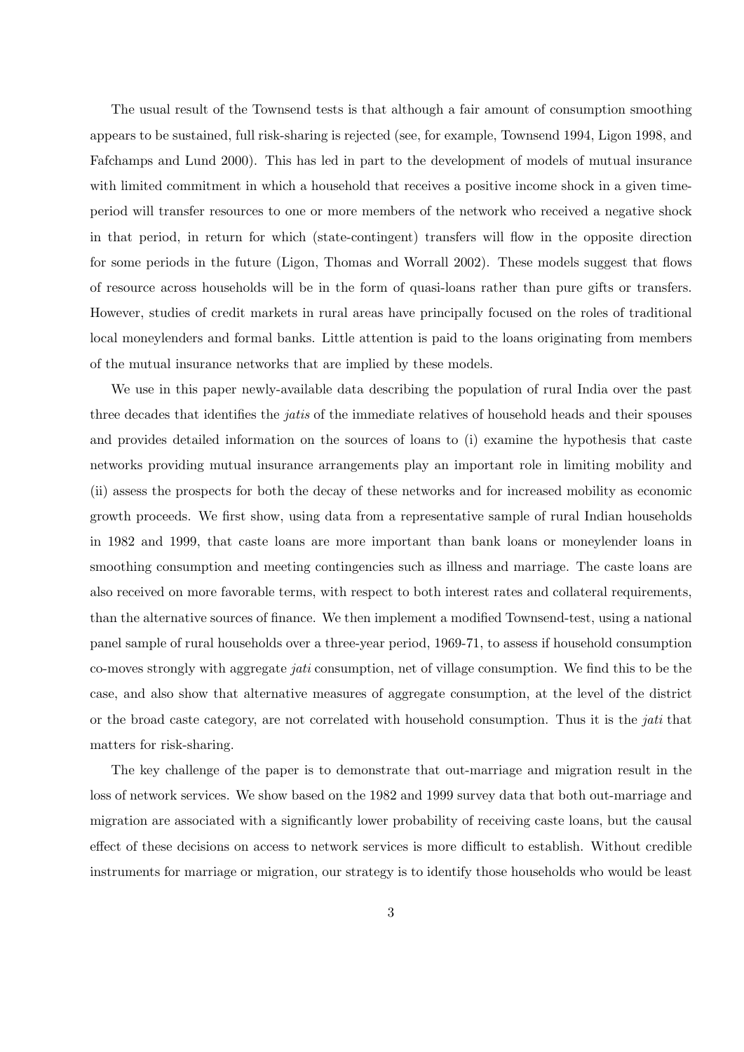The usual result of the Townsend tests is that although a fair amount of consumption smoothing appears to be sustained, full risk-sharing is rejected (see, for example, Townsend 1994, Ligon 1998, and Fafchamps and Lund 2000). This has led in part to the development of models of mutual insurance with limited commitment in which a household that receives a positive income shock in a given time-period will transfer resources to one or more members of the network who received a negative shock in that period, in return for which (state-contingent) transfers will flow in the opposite direction for some periods in the future (Ligon, Thomas and Worrall 2002). These models suggest that flows of resource across households will be in the form of quasi-loans rather than pure gifts or transfers. However, studies of credit markets in rural areas have principally focused on the roles of traditional local moneylenders and formal banks. Little attention is paid to the loans originating from members of the mutual insurance networks that are implied by these models.

We use in this paper newly-available data describing the population of rural India over the past three decades that identifies the *jatis* of the immediate relatives of household heads and their spouses and provides detailed information on the sources of loans to (i) examine the hypothesis that caste networks providing mutual insurance arrangements play an important role in limiting mobility and (ii) assess the prospects for both the decay of these networks and for increased mobility as economic growth proceeds. We first show, using data from a representative sample of rural Indian households in 1982 and 1999, that caste loans are more important than bank loans or moneylender loans in smoothing consumption and meeting contingencies such as illness and marriage. The caste loans are also received on more favorable terms, with respect to both interest rates and collateral requirements, than the alternative sources of finance. We then implement a modified Townsend-test, using a national panel sample of rural households over a three-year period, 1969-71, to assess if household consumption co-moves strongly with aggregate *jati* consumption, net of village consumption. We find this to be the case, and also show that alternative measures of aggregate consumption, at the level of the district or the broad caste category, are not correlated with household consumption. Thus it is the *jati* that matters for risk-sharing.

The key challenge of the paper is to demonstrate that out-marriage and migration result in the loss of network services. We show based on the 1982 and 1999 survey data that both out-marriage and migration are associated with a significantly lower probability of receiving caste loans, but the causal effect of these decisions on access to network services is more difficult to establish. Without credible instruments for marriage or migration, our strategy is to identify those households who would be least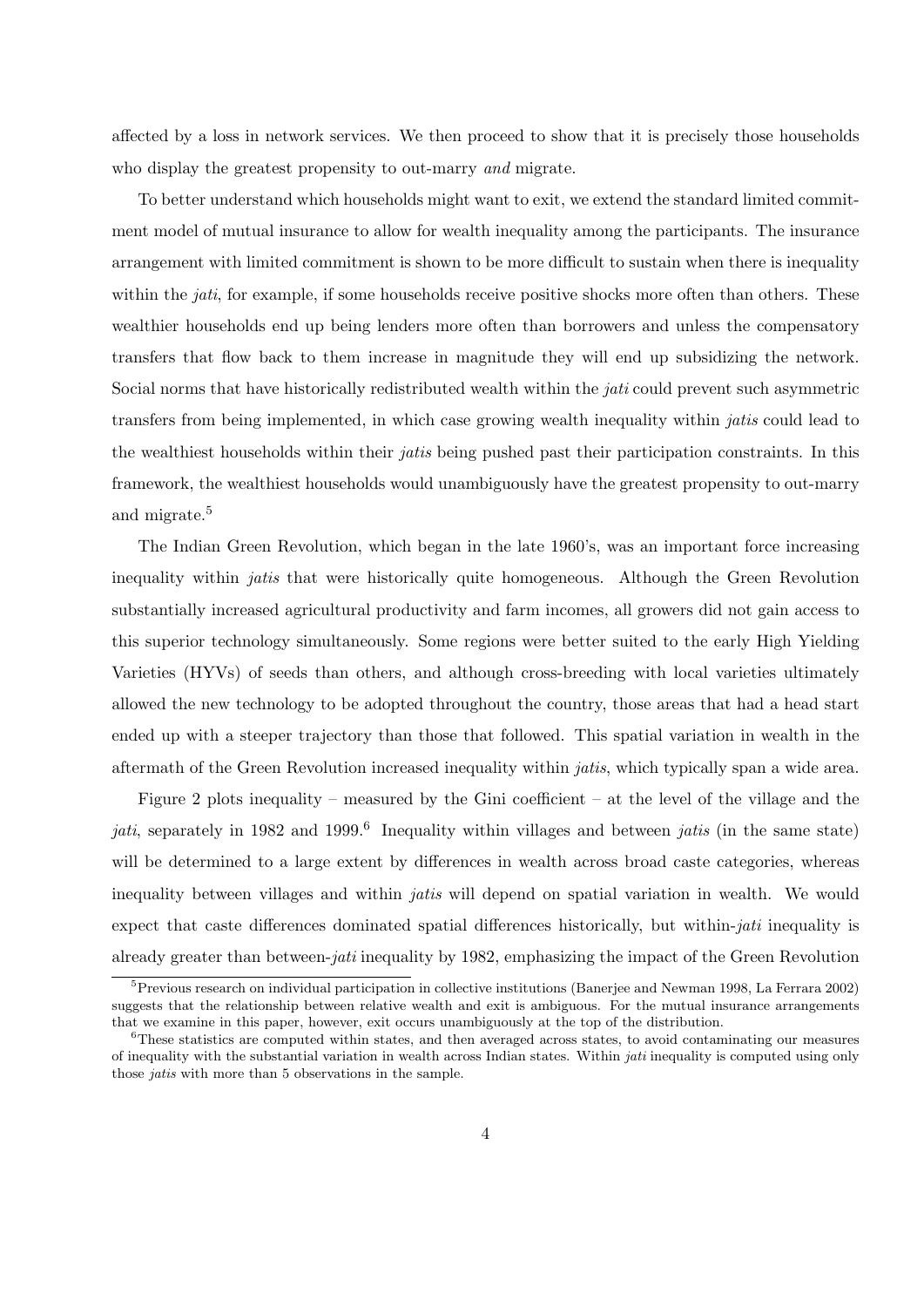affected by a loss in network services. We then proceed to show that it is precisely those households who display the greatest propensity to out-marry *and* migrate.

To better understand which households might want to exit, we extend the standard limited commitment model of mutual insurance to allow for wealth inequality among the participants. The insurance arrangement with limited commitment is shown to be more difficult to sustain when there is inequality within the *jati*, for example, if some households receive positive shocks more often than others. These wealthier households end up being lenders more often than borrowers and unless the compensatory transfers that flow back to them increase in magnitude they will end up subsidizing the network. Social norms that have historically redistributed wealth within the *jati* could prevent such asymmetric transfers from being implemented, in which case growing wealth inequality within *jatis* could lead to the wealthiest households within their *jatis* being pushed past their participation constraints. In this framework, the wealthiest households would unambiguously have the greatest propensity to out-marry and migrate.[5]

The Indian Green Revolution, which began in the late 1960's, was an important force increasing inequality within *jatis* that were historically quite homogeneous. Although the Green Revolution substantially increased agricultural productivity and farm incomes, all growers did not gain access to this superior technology simultaneously. Some regions were better suited to the early High Yielding Varieties (HYVs) of seeds than others, and although cross-breeding with local varieties ultimately allowed the new technology to be adopted throughout the country, those areas that had a head start ended up with a steeper trajectory than those that followed. This spatial variation in wealth in the aftermath of the Green Revolution increased inequality within *jatis*, which typically span a wide area.

Figure 2 plots inequality – measured by the Gini coefficient – at the level of the village and the *jati*, separately in 1982 and 1999.[6] Inequality within villages and between *jatis* (in the same state) will be determined to a large extent by differences in wealth across broad caste categories, whereas inequality between villages and within *jatis* will depend on spatial variation in wealth. We would expect that caste differences dominated spatial differences historically, but within-*jati* inequality is already greater than between-*jati* inequality by 1982, emphasizing the impact of the Green Revolution

[5] Previous research on individual participation in collective institutions (Banerjee and Newman 1998, La Ferrara 2002) suggests that the relationship between relative wealth and exit is ambiguous. For the mutual insurance arrangements that we examine in this paper, however, exit occurs unambiguously at the top of the distribution.

[6] These statistics are computed within states, and then averaged across states, to avoid contaminating our measures of inequality with the substantial variation in wealth across Indian states. Within *jati* inequality is computed using only those *jatis* with more than 5 observations in the sample.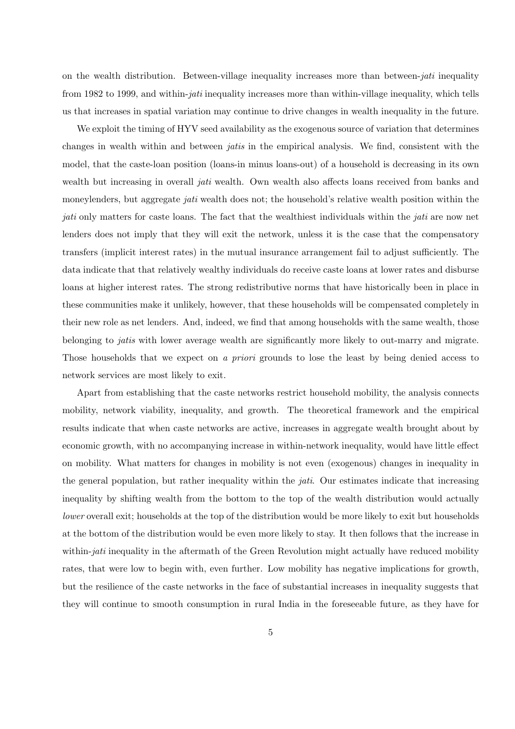on the wealth distribution. Between-village inequality increases more than between-*jati* inequality from 1982 to 1999, and within-*jati* inequality increases more than within-village inequality, which tells us that increases in spatial variation may continue to drive changes in wealth inequality in the future.

We exploit the timing of HYV seed availability as the exogenous source of variation that determines changes in wealth within and between *jatis* in the empirical analysis. We find, consistent with the model, that the caste-loan position (loans-in minus loans-out) of a household is decreasing in its own wealth but increasing in overall *jati* wealth. Own wealth also affects loans received from banks and moneylenders, but aggregate *jati* wealth does not; the household's relative wealth position within the *jati* only matters for caste loans. The fact that the wealthiest individuals within the *jati* are now net lenders does not imply that they will exit the network, unless it is the case that the compensatory transfers (implicit interest rates) in the mutual insurance arrangement fail to adjust sufficiently. The data indicate that that relatively wealthy individuals do receive caste loans at lower rates and disburse loans at higher interest rates. The strong redistributive norms that have historically been in place in these communities make it unlikely, however, that these households will be compensated completely in their new role as net lenders. And, indeed, we find that among households with the same wealth, those belonging to *jatis* with lower average wealth are significantly more likely to out-marry and migrate. Those households that we expect on *a priori* grounds to lose the least by being denied access to network services are most likely to exit.

Apart from establishing that the caste networks restrict household mobility, the analysis connects mobility, network viability, inequality, and growth. The theoretical framework and the empirical results indicate that when caste networks are active, increases in aggregate wealth brought about by economic growth, with no accompanying increase in within-network inequality, would have little effect on mobility. What matters for changes in mobility is not even (exogenous) changes in inequality in the general population, but rather inequality within the *jati*. Our estimates indicate that increasing inequality by shifting wealth from the bottom to the top of the wealth distribution would actually *lower* overall exit; households at the top of the distribution would be more likely to exit but households at the bottom of the distribution would be even more likely to stay. It then follows that the increase in within-*jati* inequality in the aftermath of the Green Revolution might actually have reduced mobility rates, that were low to begin with, even further. Low mobility has negative implications for growth, but the resilience of the caste networks in the face of substantial increases in inequality suggests that they will continue to smooth consumption in rural India in the foreseeable future, as they have for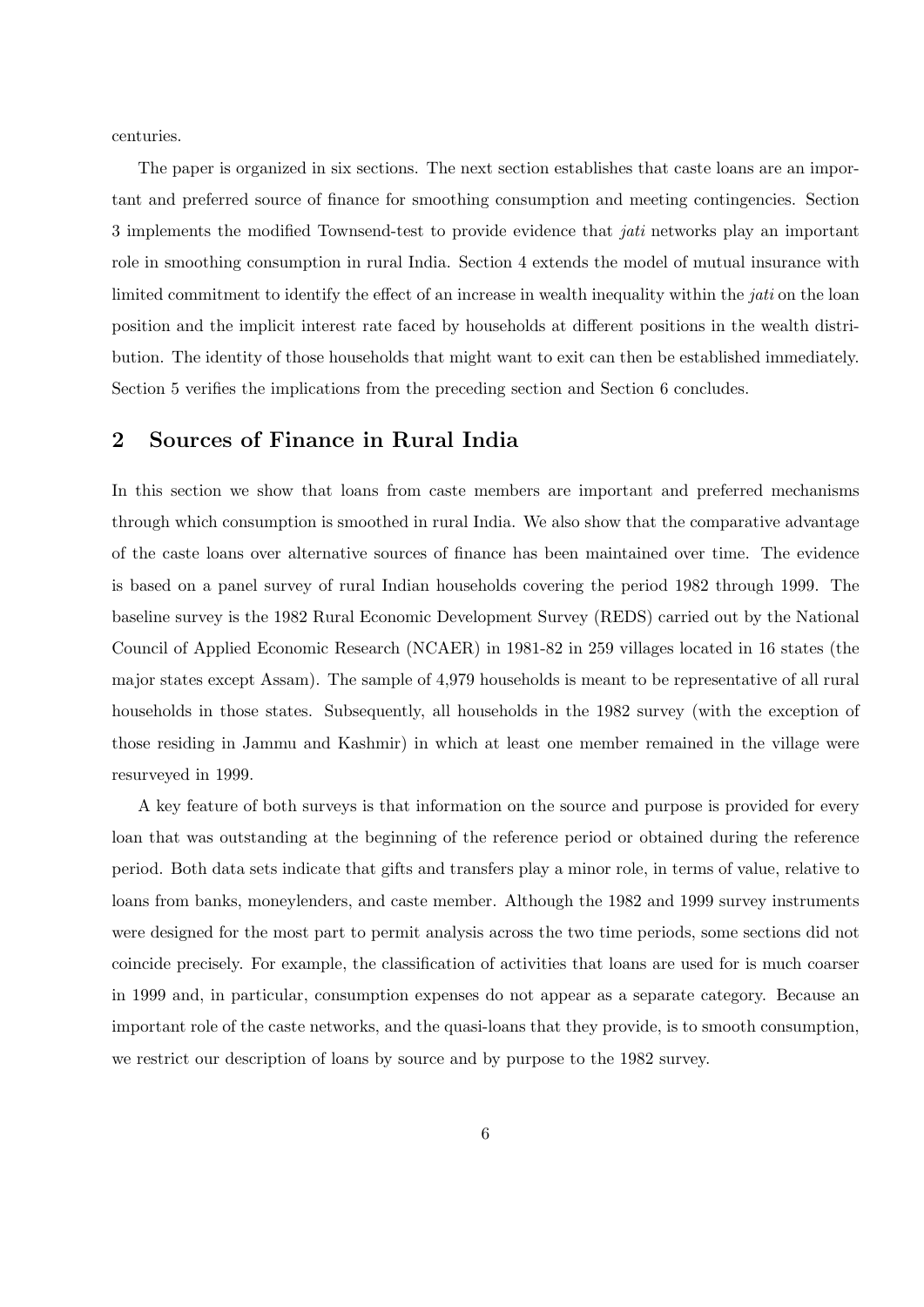centuries.

The paper is organized in six sections. The next section establishes that caste loans are an important and preferred source of finance for smoothing consumption and meeting contingencies. Section 3 implements the modified Townsend-test to provide evidence that *jati* networks play an important role in smoothing consumption in rural India. Section 4 extends the model of mutual insurance with limited commitment to identify the effect of an increase in wealth inequality within the *jati* on the loan position and the implicit interest rate faced by households at different positions in the wealth distribution. The identity of those households that might want to exit can then be established immediately. Section 5 verifies the implications from the preceding section and Section 6 concludes.

## 2 Sources of Finance in Rural India

In this section we show that loans from caste members are important and preferred mechanisms through which consumption is smoothed in rural India. We also show that the comparative advantage of the caste loans over alternative sources of finance has been maintained over time. The evidence is based on a panel survey of rural Indian households covering the period 1982 through 1999. The baseline survey is the 1982 Rural Economic Development Survey (REDS) carried out by the National Council of Applied Economic Research (NCAER) in 1981-82 in 259 villages located in 16 states (the major states except Assam). The sample of 4,979 households is meant to be representative of all rural households in those states. Subsequently, all households in the 1982 survey (with the exception of those residing in Jammu and Kashmir) in which at least one member remained in the village were resurveyed in 1999.

A key feature of both surveys is that information on the source and purpose is provided for every loan that was outstanding at the beginning of the reference period or obtained during the reference period. Both data sets indicate that gifts and transfers play a minor role, in terms of value, relative to loans from banks, moneylenders, and caste member. Although the 1982 and 1999 survey instruments were designed for the most part to permit analysis across the two time periods, some sections did not coincide precisely. For example, the classification of activities that loans are used for is much coarser in 1999 and, in particular, consumption expenses do not appear as a separate category. Because an important role of the caste networks, and the quasi-loans that they provide, is to smooth consumption, we restrict our description of loans by source and by purpose to the 1982 survey.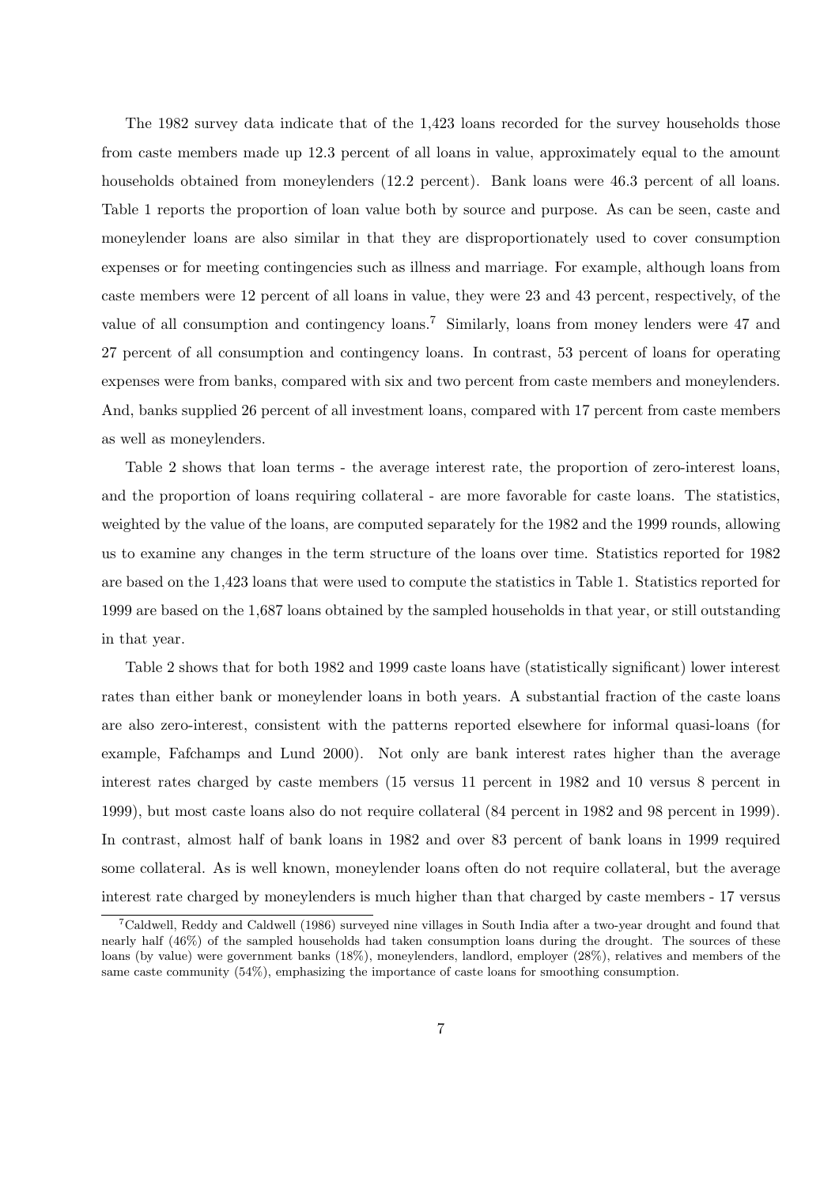The 1982 survey data indicate that of the 1,423 loans recorded for the survey households those from caste members made up 12.3 percent of all loans in value, approximately equal to the amount households obtained from moneylenders (12.2 percent). Bank loans were 46.3 percent of all loans. Table 1 reports the proportion of loan value both by source and purpose. As can be seen, caste and moneylender loans are also similar in that they are disproportionately used to cover consumption expenses or for meeting contingencies such as illness and marriage. For example, although loans from caste members were 12 percent of all loans in value, they were 23 and 43 percent, respectively, of the value of all consumption and contingency loans.[7] Similarly, loans from money lenders were 47 and 27 percent of all consumption and contingency loans. In contrast, 53 percent of loans for operating expenses were from banks, compared with six and two percent from caste members and moneylenders. And, banks supplied 26 percent of all investment loans, compared with 17 percent from caste members as well as moneylenders.

Table 2 shows that loan terms - the average interest rate, the proportion of zero-interest loans, and the proportion of loans requiring collateral - are more favorable for caste loans. The statistics, weighted by the value of the loans, are computed separately for the 1982 and the 1999 rounds, allowing us to examine any changes in the term structure of the loans over time. Statistics reported for 1982 are based on the 1,423 loans that were used to compute the statistics in Table 1. Statistics reported for 1999 are based on the 1,687 loans obtained by the sampled households in that year, or still outstanding in that year.

Table 2 shows that for both 1982 and 1999 caste loans have (statistically significant) lower interest rates than either bank or moneylender loans in both years. A substantial fraction of the caste loans are also zero-interest, consistent with the patterns reported elsewhere for informal quasi-loans (for example, Fafchamps and Lund 2000). Not only are bank interest rates higher than the average interest rates charged by caste members (15 versus 11 percent in 1982 and 10 versus 8 percent in 1999), but most caste loans also do not require collateral (84 percent in 1982 and 98 percent in 1999). In contrast, almost half of bank loans in 1982 and over 83 percent of bank loans in 1999 required some collateral. As is well known, moneylender loans often do not require collateral, but the average interest rate charged by moneylenders is much higher than that charged by caste members - 17 versus

[7] Caldwell, Reddy and Caldwell (1986) surveyed nine villages in South India after a two-year drought and found that nearly half (46%) of the sampled households had taken consumption loans during the drought. The sources of these loans (by value) were government banks (18%), moneylenders, landlord, employer (28%), relatives and members of the same caste community (54%), emphasizing the importance of caste loans for smoothing consumption.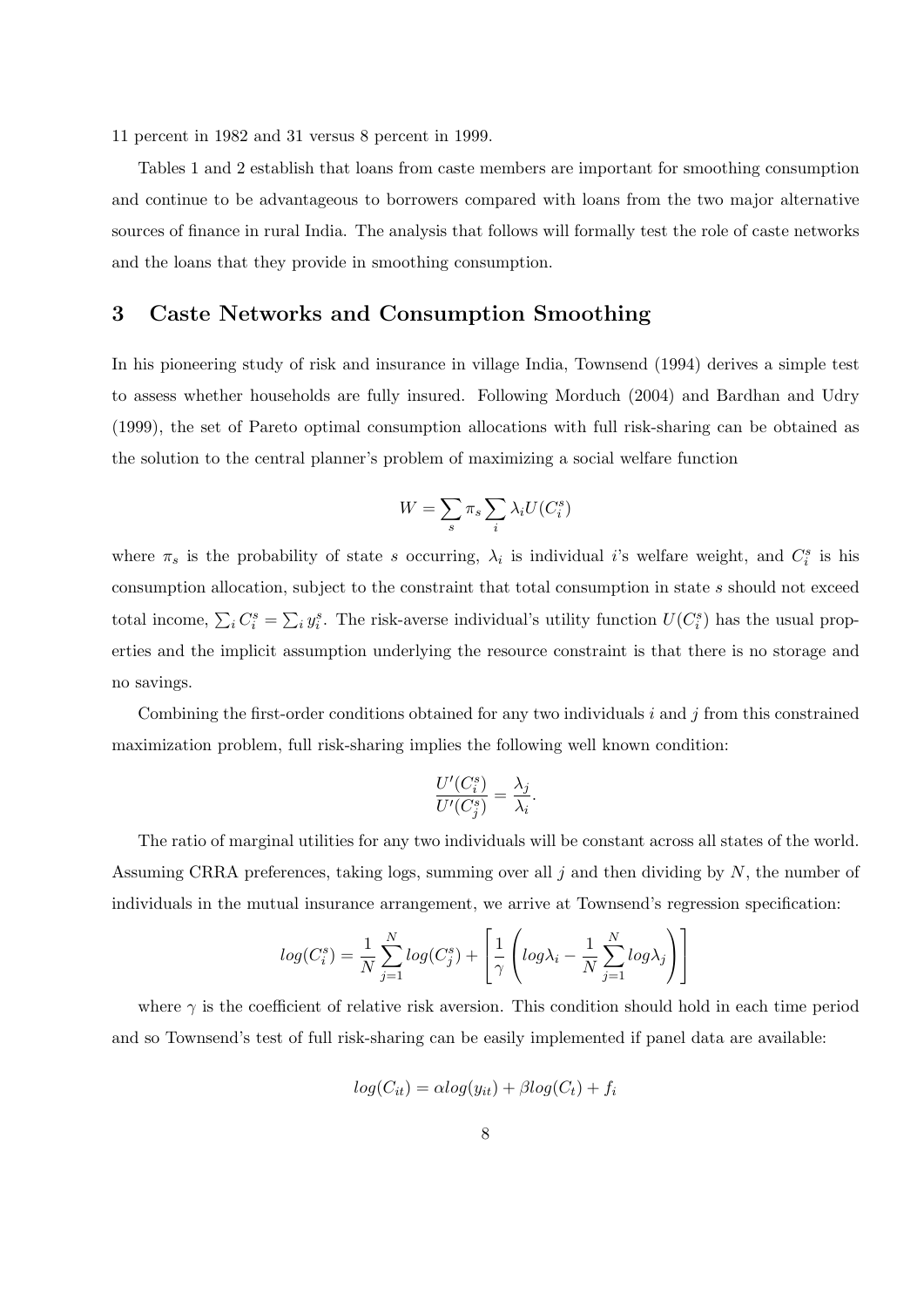11 percent in 1982 and 31 versus 8 percent in 1999.

Tables 1 and 2 establish that loans from caste members are important for smoothing consumption and continue to be advantageous to borrowers compared with loans from the two major alternative sources of finance in rural India. The analysis that follows will formally test the role of caste networks and the loans that they provide in smoothing consumption.

## 3 Caste Networks and Consumption Smoothing

In his pioneering study of risk and insurance in village India, Townsend (1994) derives a simple test to assess whether households are fully insured. Following Morduch (2004) and Bardhan and Udry (1999), the set of Pareto optimal consumption allocations with full risk-sharing can be obtained as the solution to the central planner's problem of maximizing a social welfare function

$$W = \sum_s \pi_s \sum_i \lambda_i U(C_i^s)$$

where $\pi_s$ is the probability of state $s$ occurring, $\lambda_i$ is individual $i$'s welfare weight, and $C_i^s$ is his consumption allocation, subject to the constraint that total consumption in state $s$ should not exceed total income, $\sum_i C_i^s = \sum_i y_i^s$. The risk-averse individual's utility function $U(C_i^s)$ has the usual properties and the implicit assumption underlying the resource constraint is that there is no storage and no savings.

Combining the first-order conditions obtained for any two individuals $i$ and $j$ from this constrained maximization problem, full risk-sharing implies the following well known condition:

$$\frac{U'(C_i^s)}{U'(C_j^s)} = \frac{\lambda_j}{\lambda_i}.$$

The ratio of marginal utilities for any two individuals will be constant across all states of the world. Assuming CRRA preferences, taking logs, summing over all $j$ and then dividing by $N$, the number of individuals in the mutual insurance arrangement, we arrive at Townsend's regression specification:

$$log(C_i^s) = \frac{1}{N}\sum_{j=1}^{N} log(C_j^s) + \left[\frac{1}{\gamma}\left(log\lambda_i - \frac{1}{N}\sum_{j=1}^{N} log\lambda_j\right)\right]$$

where $\gamma$ is the coefficient of relative risk aversion. This condition should hold in each time period and so Townsend's test of full risk-sharing can be easily implemented if panel data are available:

$$log(C_{it}) = \alpha log(y_{it}) + \beta log(C_t) + f_i$$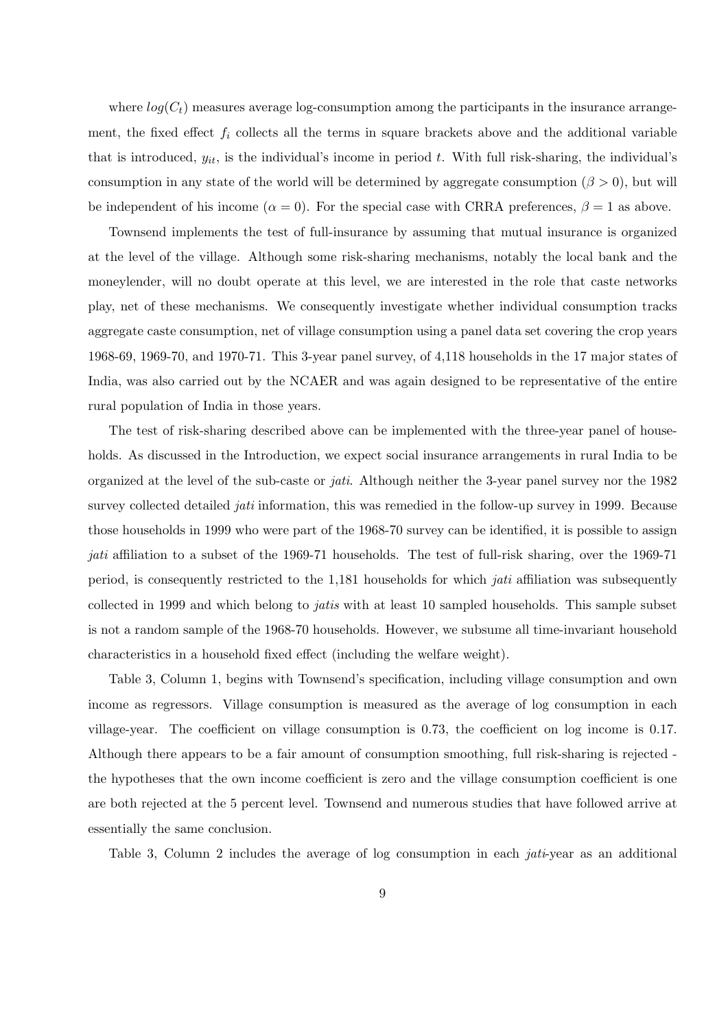where $log(C_t)$ measures average log-consumption among the participants in the insurance arrangement, the fixed effect $f_i$ collects all the terms in square brackets above and the additional variable that is introduced, $y_{it}$, is the individual's income in period $t$. With full risk-sharing, the individual's consumption in any state of the world will be determined by aggregate consumption ($\beta > 0$), but will be independent of his income ($\alpha = 0$). For the special case with CRRA preferences, $\beta = 1$ as above.

Townsend implements the test of full-insurance by assuming that mutual insurance is organized at the level of the village. Although some risk-sharing mechanisms, notably the local bank and the moneylender, will no doubt operate at this level, we are interested in the role that caste networks play, net of these mechanisms. We consequently investigate whether individual consumption tracks aggregate caste consumption, net of village consumption using a panel data set covering the crop years 1968-69, 1969-70, and 1970-71. This 3-year panel survey, of 4,118 households in the 17 major states of India, was also carried out by the NCAER and was again designed to be representative of the entire rural population of India in those years.

The test of risk-sharing described above can be implemented with the three-year panel of households. As discussed in the Introduction, we expect social insurance arrangements in rural India to be organized at the level of the sub-caste or *jati*. Although neither the 3-year panel survey nor the 1982 survey collected detailed *jati* information, this was remedied in the follow-up survey in 1999. Because those households in 1999 who were part of the 1968-70 survey can be identified, it is possible to assign *jati* affiliation to a subset of the 1969-71 households. The test of full-risk sharing, over the 1969-71 period, is consequently restricted to the 1,181 households for which *jati* affiliation was subsequently collected in 1999 and which belong to *jatis* with at least 10 sampled households. This sample subset is not a random sample of the 1968-70 households. However, we subsume all time-invariant household characteristics in a household fixed effect (including the welfare weight).

Table 3, Column 1, begins with Townsend's specification, including village consumption and own income as regressors. Village consumption is measured as the average of log consumption in each village-year. The coefficient on village consumption is 0.73, the coefficient on log income is 0.17. Although there appears to be a fair amount of consumption smoothing, full risk-sharing is rejected - the hypotheses that the own income coefficient is zero and the village consumption coefficient is one are both rejected at the 5 percent level. Townsend and numerous studies that have followed arrive at essentially the same conclusion.

Table 3, Column 2 includes the average of log consumption in each *jati*-year as an additional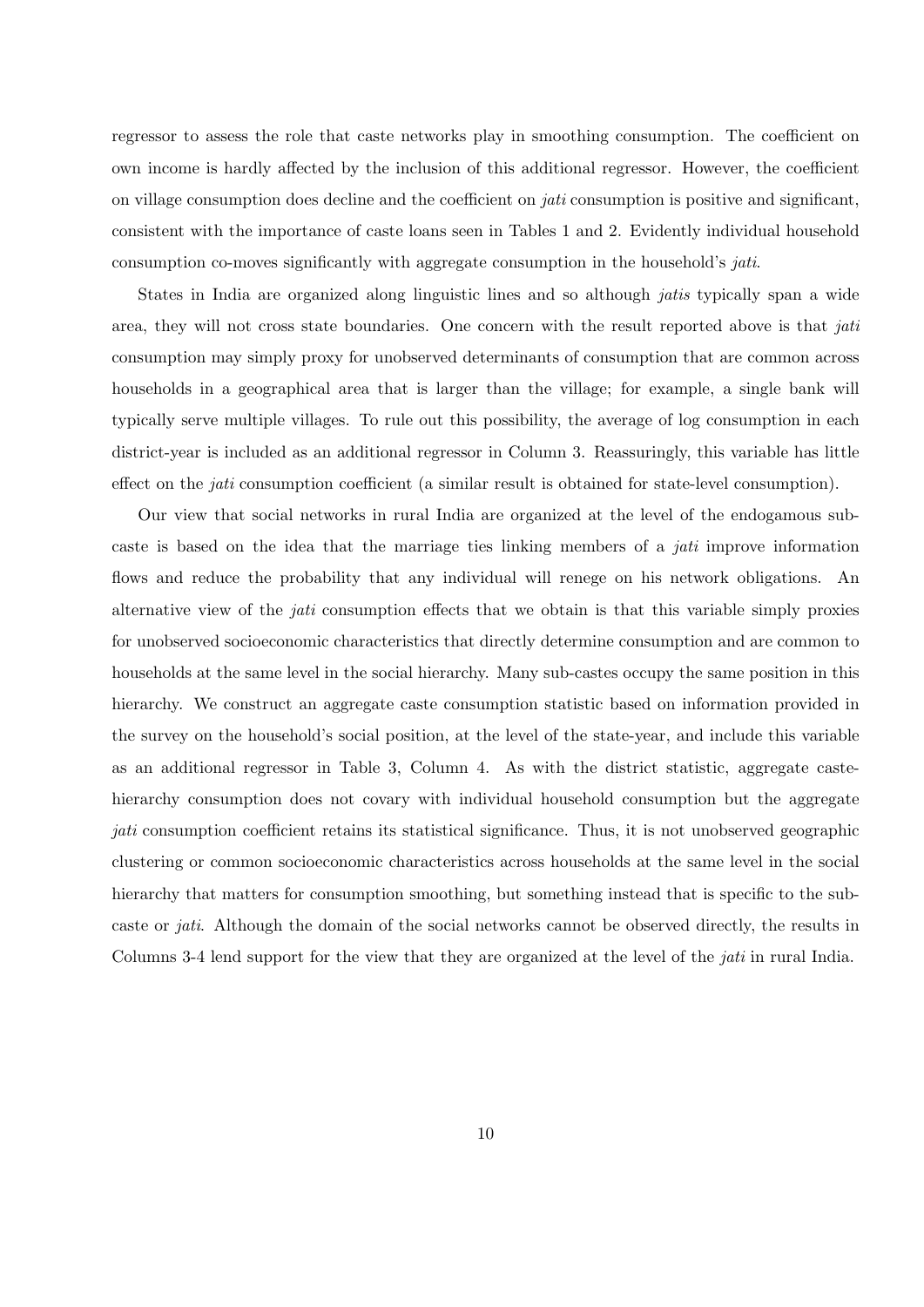regressor to assess the role that caste networks play in smoothing consumption. The coefficient on own income is hardly affected by the inclusion of this additional regressor. However, the coefficient on village consumption does decline and the coefficient on *jati* consumption is positive and significant, consistent with the importance of caste loans seen in Tables 1 and 2. Evidently individual household consumption co-moves significantly with aggregate consumption in the household's *jati*.

States in India are organized along linguistic lines and so although *jatis* typically span a wide area, they will not cross state boundaries. One concern with the result reported above is that *jati* consumption may simply proxy for unobserved determinants of consumption that are common across households in a geographical area that is larger than the village; for example, a single bank will typically serve multiple villages. To rule out this possibility, the average of log consumption in each district-year is included as an additional regressor in Column 3. Reassuringly, this variable has little effect on the *jati* consumption coefficient (a similar result is obtained for state-level consumption).

Our view that social networks in rural India are organized at the level of the endogamous sub-caste is based on the idea that the marriage ties linking members of a *jati* improve information flows and reduce the probability that any individual will renege on his network obligations. An alternative view of the *jati* consumption effects that we obtain is that this variable simply proxies for unobserved socioeconomic characteristics that directly determine consumption and are common to households at the same level in the social hierarchy. Many sub-castes occupy the same position in this hierarchy. We construct an aggregate caste consumption statistic based on information provided in the survey on the household's social position, at the level of the state-year, and include this variable as an additional regressor in Table 3, Column 4. As with the district statistic, aggregate caste-hierarchy consumption does not covary with individual household consumption but the aggregate *jati* consumption coefficient retains its statistical significance. Thus, it is not unobserved geographic clustering or common socioeconomic characteristics across households at the same level in the social hierarchy that matters for consumption smoothing, but something instead that is specific to the sub-caste or *jati*. Although the domain of the social networks cannot be observed directly, the results in Columns 3-4 lend support for the view that they are organized at the level of the *jati* in rural India.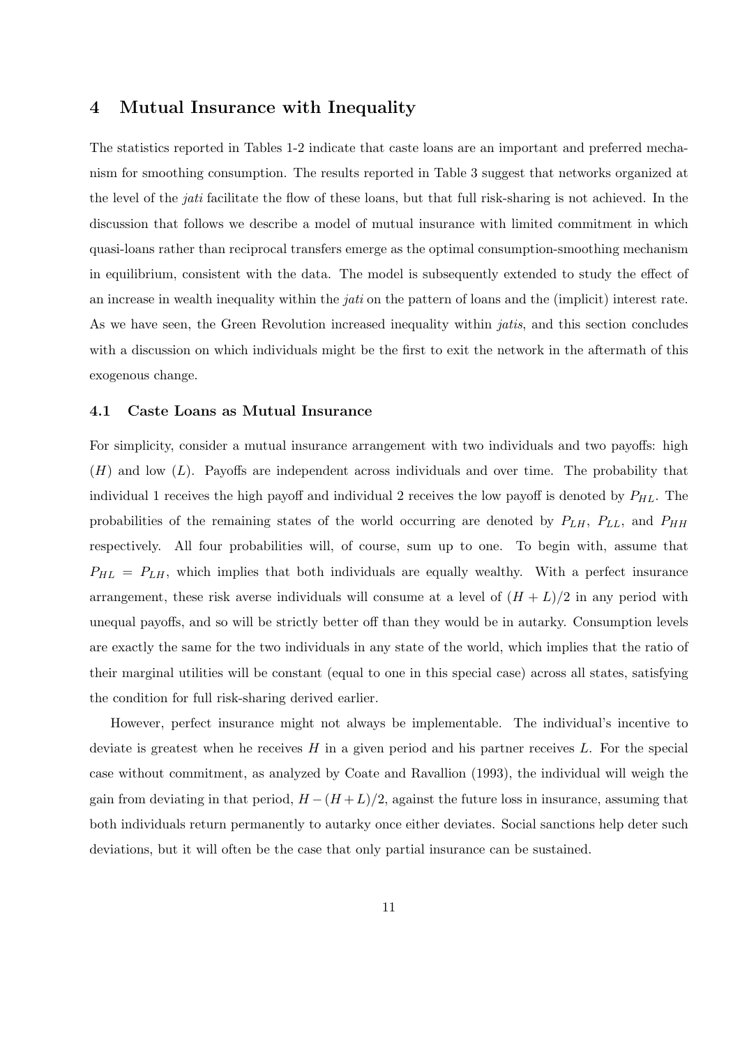## 4 Mutual Insurance with Inequality

The statistics reported in Tables 1-2 indicate that caste loans are an important and preferred mechanism for smoothing consumption. The results reported in Table 3 suggest that networks organized at the level of the *jati* facilitate the flow of these loans, but that full risk-sharing is not achieved. In the discussion that follows we describe a model of mutual insurance with limited commitment in which quasi-loans rather than reciprocal transfers emerge as the optimal consumption-smoothing mechanism in equilibrium, consistent with the data. The model is subsequently extended to study the effect of an increase in wealth inequality within the *jati* on the pattern of loans and the (implicit) interest rate. As we have seen, the Green Revolution increased inequality within *jatis*, and this section concludes with a discussion on which individuals might be the first to exit the network in the aftermath of this exogenous change.

### 4.1 Caste Loans as Mutual Insurance

For simplicity, consider a mutual insurance arrangement with two individuals and two payoffs: high ($H$) and low ($L$). Payoffs are independent across individuals and over time. The probability that individual 1 receives the high payoff and individual 2 receives the low payoff is denoted by $P_{HL}$. The probabilities of the remaining states of the world occurring are denoted by $P_{LH}$, $P_{LL}$, and $P_{HH}$ respectively. All four probabilities will, of course, sum up to one. To begin with, assume that $P_{HL} = P_{LH}$, which implies that both individuals are equally wealthy. With a perfect insurance arrangement, these risk averse individuals will consume at a level of $(H + L)/2$ in any period with unequal payoffs, and so will be strictly better off than they would be in autarky. Consumption levels are exactly the same for the two individuals in any state of the world, which implies that the ratio of their marginal utilities will be constant (equal to one in this special case) across all states, satisfying the condition for full risk-sharing derived earlier.

However, perfect insurance might not always be implementable. The individual's incentive to deviate is greatest when he receives $H$ in a given period and his partner receives $L$. For the special case without commitment, as analyzed by Coate and Ravallion (1993), the individual will weigh the gain from deviating in that period, $H - (H + L)/2$, against the future loss in insurance, assuming that both individuals return permanently to autarky once either deviates. Social sanctions help deter such deviations, but it will often be the case that only partial insurance can be sustained.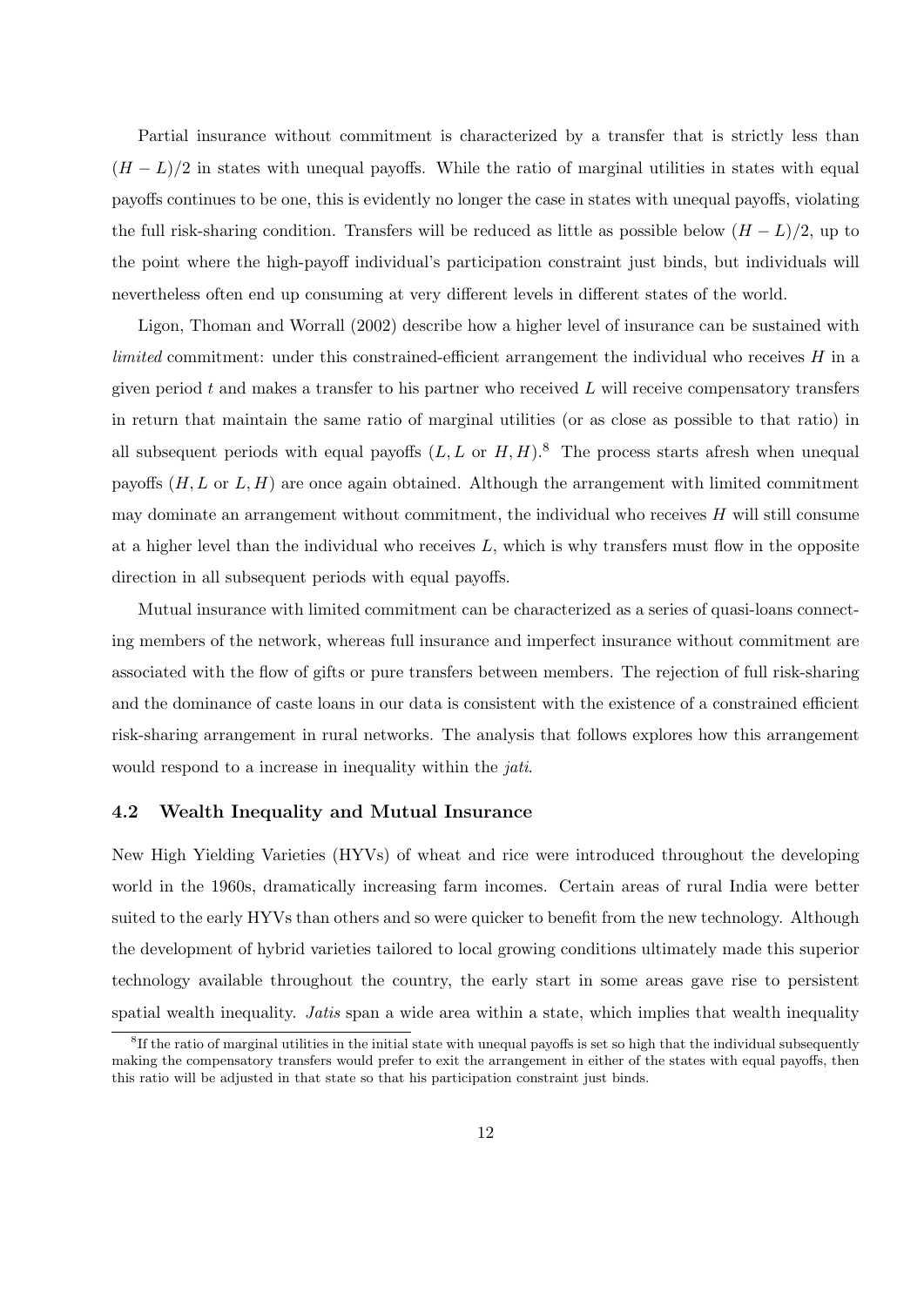Partial insurance without commitment is characterized by a transfer that is strictly less than $(H-L)/2$ in states with unequal payoffs. While the ratio of marginal utilities in states with equal payoffs continues to be one, this is evidently no longer the case in states with unequal payoffs, violating the full risk-sharing condition. Transfers will be reduced as little as possible below $(H-L)/2$, up to the point where the high-payoff individual's participation constraint just binds, but individuals will nevertheless often end up consuming at very different levels in different states of the world.

Ligon, Thoman and Worrall (2002) describe how a higher level of insurance can be sustained with *limited* commitment: under this constrained-efficient arrangement the individual who receives $H$ in a given period $t$ and makes a transfer to his partner who received $L$ will receive compensatory transfers in return that maintain the same ratio of marginal utilities (or as close as possible to that ratio) in all subsequent periods with equal payoffs ($L, L$ or $H, H$).[8] The process starts afresh when unequal payoffs ($H, L$ or $L, H$) are once again obtained. Although the arrangement with limited commitment may dominate an arrangement without commitment, the individual who receives $H$ will still consume at a higher level than the individual who receives $L$, which is why transfers must flow in the opposite direction in all subsequent periods with equal payoffs.

Mutual insurance with limited commitment can be characterized as a series of quasi-loans connecting members of the network, whereas full insurance and imperfect insurance without commitment are associated with the flow of gifts or pure transfers between members. The rejection of full risk-sharing and the dominance of caste loans in our data is consistent with the existence of a constrained efficient risk-sharing arrangement in rural networks. The analysis that follows explores how this arrangement would respond to a increase in inequality within the *jati*.

### 4.2 Wealth Inequality and Mutual Insurance

New High Yielding Varieties (HYVs) of wheat and rice were introduced throughout the developing world in the 1960s, dramatically increasing farm incomes. Certain areas of rural India were better suited to the early HYVs than others and so were quicker to benefit from the new technology. Although the development of hybrid varieties tailored to local growing conditions ultimately made this superior technology available throughout the country, the early start in some areas gave rise to persistent spatial wealth inequality. *Jatis* span a wide area within a state, which implies that wealth inequality

[8] If the ratio of marginal utilities in the initial state with unequal payoffs is set so high that the individual subsequently making the compensatory transfers would prefer to exit the arrangement in either of the states with equal payoffs, then this ratio will be adjusted in that state so that his participation constraint just binds.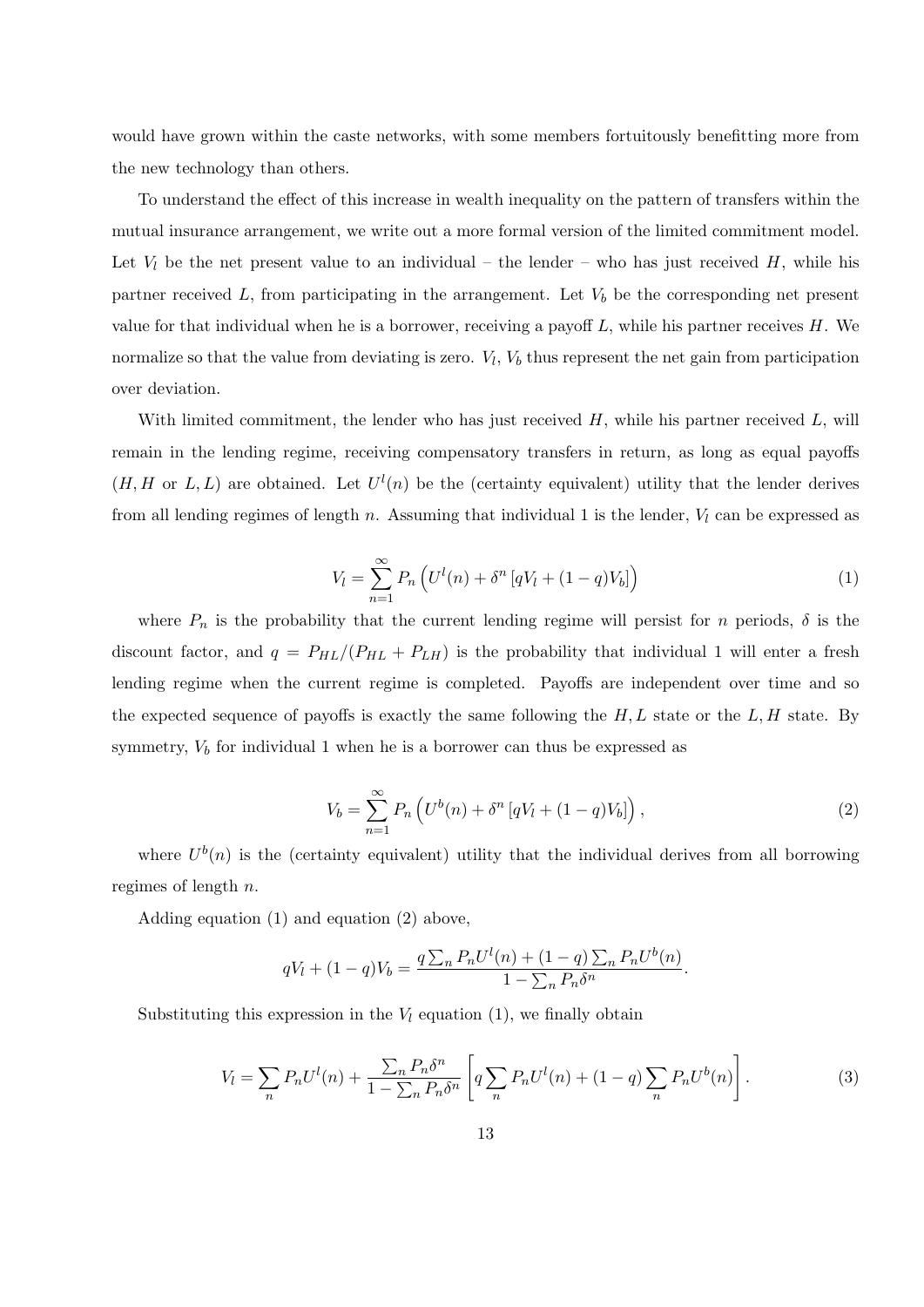would have grown within the caste networks, with some members fortuitously benefitting more from the new technology than others.

To understand the effect of this increase in wealth inequality on the pattern of transfers within the mutual insurance arrangement, we write out a more formal version of the limited commitment model. Let $V_l$ be the net present value to an individual – the lender – who has just received $H$, while his partner received $L$, from participating in the arrangement. Let $V_b$ be the corresponding net present value for that individual when he is a borrower, receiving a payoff $L$, while his partner receives $H$. We normalize so that the value from deviating is zero. $V_l$, $V_b$ thus represent the net gain from participation over deviation.

With limited commitment, the lender who has just received $H$, while his partner received $L$, will remain in the lending regime, receiving compensatory transfers in return, as long as equal payoffs ($H, H$ or $L, L$) are obtained. Let $U^l(n)$ be the (certainty equivalent) utility that the lender derives from all lending regimes of length $n$. Assuming that individual 1 is the lender, $V_l$ can be expressed as

$$V_l = \sum_{n=1}^{\infty} P_n \left( U^l(n) + \delta^n \left[ qV_l + (1-q)V_b \right] \right) \tag{1}$$

where $P_n$ is the probability that the current lending regime will persist for $n$ periods, $\delta$ is the discount factor, and $q = P_{HL}/(P_{HL} + P_{LH})$ is the probability that individual 1 will enter a fresh lending regime when the current regime is completed. Payoffs are independent over time and so the expected sequence of payoffs is exactly the same following the $H, L$ state or the $L, H$ state. By symmetry, $V_b$ for individual 1 when he is a borrower can thus be expressed as

$$V_b = \sum_{n=1}^{\infty} P_n \left( U^b(n) + \delta^n \left[ qV_l + (1-q)V_b \right] \right), \tag{2}$$

where $U^b(n)$ is the (certainty equivalent) utility that the individual derives from all borrowing regimes of length $n$.

Adding equation (1) and equation (2) above,

$$qV_l + (1-q)V_b = \frac{q \sum_n P_n U^l(n) + (1-q) \sum_n P_n U^b(n)}{1 - \sum_n P_n \delta^n}.$$

Substituting this expression in the $V_l$ equation (1), we finally obtain

$$V_l = \sum_n P_n U^l(n) + \frac{\sum_n P_n \delta^n}{1 - \sum_n P_n \delta^n} \left[ q \sum_n P_n U^l(n) + (1-q) \sum_n P_n U^b(n) \right]. \tag{3}$$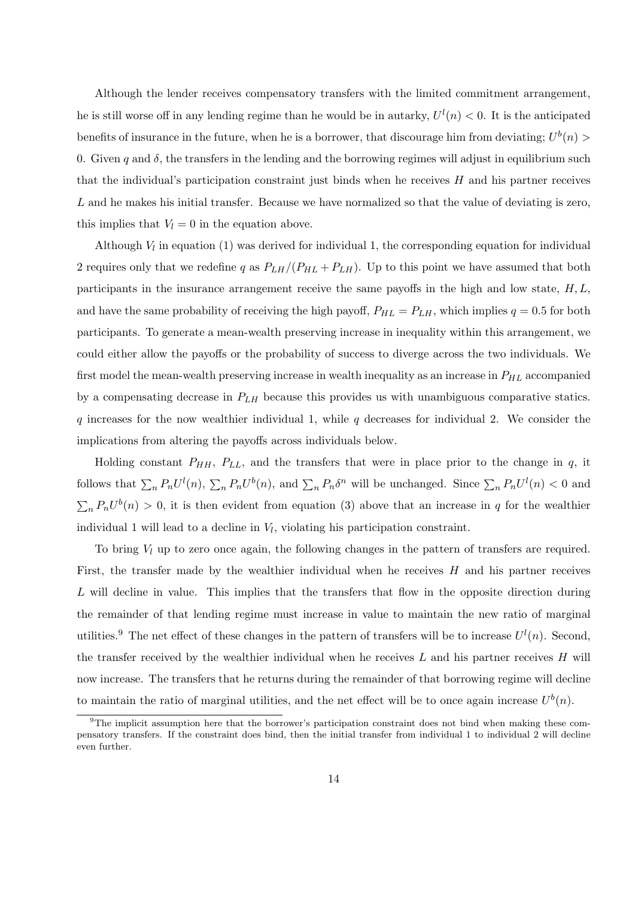Although the lender receives compensatory transfers with the limited commitment arrangement, he is still worse off in any lending regime than he would be in autarky, $U^l(n) < 0$. It is the anticipated benefits of insurance in the future, when he is a borrower, that discourage him from deviating; $U^b(n) > 0$. Given $q$ and $\delta$, the transfers in the lending and the borrowing regimes will adjust in equilibrium such that the individual's participation constraint just binds when he receives $H$ and his partner receives $L$ and he makes his initial transfer. Because we have normalized so that the value of deviating is zero, this implies that $V_l = 0$ in the equation above.

Although $V_l$ in equation (1) was derived for individual 1, the corresponding equation for individual 2 requires only that we redefine $q$ as $P_{LH}/(P_{HL} + P_{LH})$. Up to this point we have assumed that both participants in the insurance arrangement receive the same payoffs in the high and low state, $H, L$, and have the same probability of receiving the high payoff, $P_{HL} = P_{LH}$, which implies $q = 0.5$ for both participants. To generate a mean-wealth preserving increase in inequality within this arrangement, we could either allow the payoffs or the probability of success to diverge across the two individuals. We first model the mean-wealth preserving increase in wealth inequality as an increase in $P_{HL}$ accompanied by a compensating decrease in $P_{LH}$ because this provides us with unambiguous comparative statics. $q$ increases for the now wealthier individual 1, while $q$ decreases for individual 2. We consider the implications from altering the payoffs across individuals below.

Holding constant $P_{HH}$, $P_{LL}$, and the transfers that were in place prior to the change in $q$, it follows that $\sum_n P_n U^l(n)$, $\sum_n P_n U^b(n)$, and $\sum_n P_n \delta^n$ will be unchanged. Since $\sum_n P_n U^l(n) < 0$ and $\sum_n P_n U^b(n) > 0$, it is then evident from equation (3) above that an increase in $q$ for the wealthier individual 1 will lead to a decline in $V_l$, violating his participation constraint.

To bring $V_l$ up to zero once again, the following changes in the pattern of transfers are required. First, the transfer made by the wealthier individual when he receives $H$ and his partner receives $L$ will decline in value. This implies that the transfers that flow in the opposite direction during the remainder of that lending regime must increase in value to maintain the new ratio of marginal utilities.[9] The net effect of these changes in the pattern of transfers will be to increase $U^l(n)$. Second, the transfer received by the wealthier individual when he receives $L$ and his partner receives $H$ will now increase. The transfers that he returns during the remainder of that borrowing regime will decline to maintain the ratio of marginal utilities, and the net effect will be to once again increase $U^b(n)$.

[9] The implicit assumption here that the borrower's participation constraint does not bind when making these compensatory transfers. If the constraint does bind, then the initial transfer from individual 1 to individual 2 will decline even further.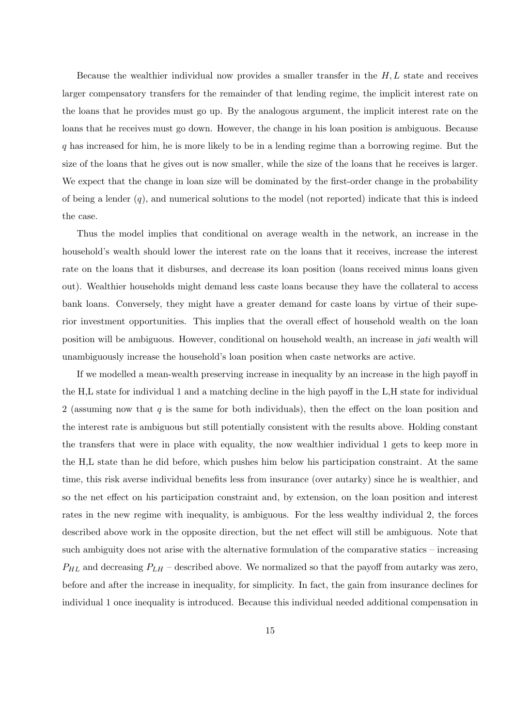Because the wealthier individual now provides a smaller transfer in the $H, L$ state and receives larger compensatory transfers for the remainder of that lending regime, the implicit interest rate on the loans that he provides must go up. By the analogous argument, the implicit interest rate on the loans that he receives must go down. However, the change in his loan position is ambiguous. Because $q$ has increased for him, he is more likely to be in a lending regime than a borrowing regime. But the size of the loans that he gives out is now smaller, while the size of the loans that he receives is larger. We expect that the change in loan size will be dominated by the first-order change in the probability of being a lender ($q$), and numerical solutions to the model (not reported) indicate that this is indeed the case.

Thus the model implies that conditional on average wealth in the network, an increase in the household's wealth should lower the interest rate on the loans that it receives, increase the interest rate on the loans that it disburses, and decrease its loan position (loans received minus loans given out). Wealthier households might demand less caste loans because they have the collateral to access bank loans. Conversely, they might have a greater demand for caste loans by virtue of their superior investment opportunities. This implies that the overall effect of household wealth on the loan position will be ambiguous. However, conditional on household wealth, an increase in *jati* wealth will unambiguously increase the household's loan position when caste networks are active.

If we modelled a mean-wealth preserving increase in inequality by an increase in the high payoff in the H,L state for individual 1 and a matching decline in the high payoff in the L,H state for individual 2 (assuming now that $q$ is the same for both individuals), then the effect on the loan position and the interest rate is ambiguous but still potentially consistent with the results above. Holding constant the transfers that were in place with equality, the now wealthier individual 1 gets to keep more in the H,L state than he did before, which pushes him below his participation constraint. At the same time, this risk averse individual benefits less from insurance (over autarky) since he is wealthier, and so the net effect on his participation constraint and, by extension, on the loan position and interest rates in the new regime with inequality, is ambiguous. For the less wealthy individual 2, the forces described above work in the opposite direction, but the net effect will still be ambiguous. Note that such ambiguity does not arise with the alternative formulation of the comparative statics – increasing $P_{HL}$ and decreasing $P_{LH}$ – described above. We normalized so that the payoff from autarky was zero, before and after the increase in inequality, for simplicity. In fact, the gain from insurance declines for individual 1 once inequality is introduced. Because this individual needed additional compensation in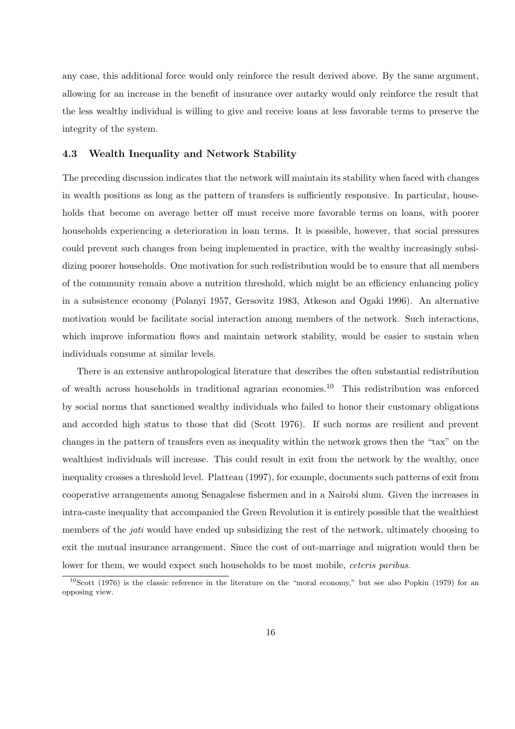any case, this additional force would only reinforce the result derived above. By the same argument, allowing for an increase in the benefit of insurance over autarky would only reinforce the result that the less wealthy individual is willing to give and receive loans at less favorable terms to preserve the integrity of the system.

### 4.3 Wealth Inequality and Network Stability

The preceding discussion indicates that the network will maintain its stability when faced with changes in wealth positions as long as the pattern of transfers is sufficiently responsive. In particular, households that become on average better off must receive more favorable terms on loans, with poorer households experiencing a deterioration in loan terms. It is possible, however, that social pressures could prevent such changes from being implemented in practice, with the wealthy increasingly subsidizing poorer households. One motivation for such redistribution would be to ensure that all members of the community remain above a nutrition threshold, which might be an efficiency enhancing policy in a subsistence economy (Polanyi 1957, Gersovitz 1983, Atkeson and Ogaki 1996). An alternative motivation would be facilitate social interaction among members of the network. Such interactions, which improve information flows and maintain network stability, would be easier to sustain when individuals consume at similar levels.

There is an extensive anthropological literature that describes the often substantial redistribution of wealth across households in traditional agrarian economies.[10] This redistribution was enforced by social norms that sanctioned wealthy individuals who failed to honor their customary obligations and accorded high status to those that did (Scott 1976). If such norms are resilient and prevent changes in the pattern of transfers even as inequality within the network grows then the "tax" on the wealthiest individuals will increase. This could result in exit from the network by the wealthy, once inequality crosses a threshold level. Platteau (1997), for example, documents such patterns of exit from cooperative arrangements among Senagalese fishermen and in a Nairobi slum. Given the increases in intra-caste inequality that accompanied the Green Revolution it is entirely possible that the wealthiest members of the *jati* would have ended up subsidizing the rest of the network, ultimately choosing to exit the mutual insurance arrangement. Since the cost of out-marriage and migration would then be lower for them, we would expect such households to be most mobile, *ceteris paribus*.

[10] Scott (1976) is the classic reference in the literature on the "moral economy," but see also Popkin (1979) for an opposing view.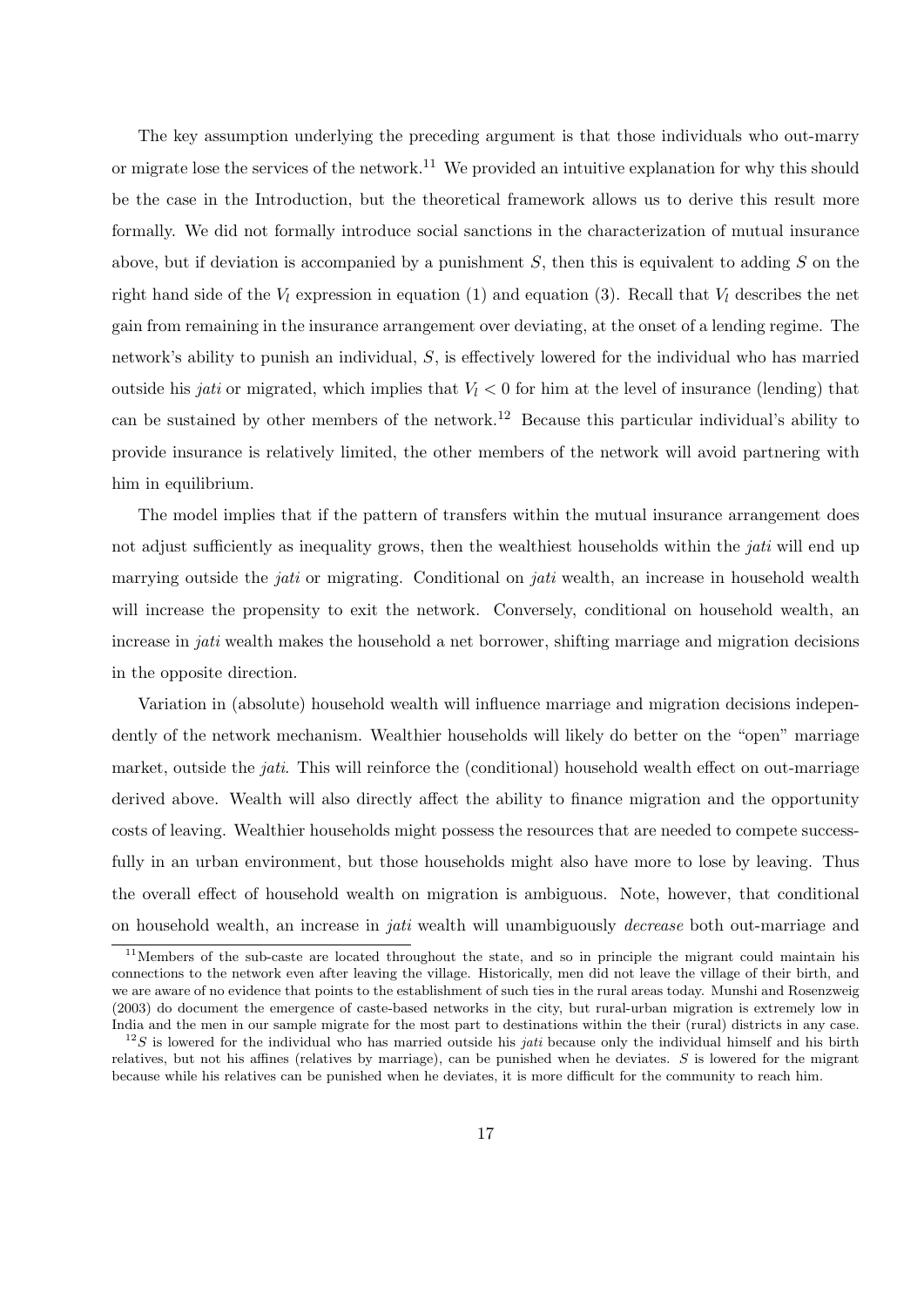The key assumption underlying the preceding argument is that those individuals who out-marry or migrate lose the services of the network.[11] We provided an intuitive explanation for why this should be the case in the Introduction, but the theoretical framework allows us to derive this result more formally. We did not formally introduce social sanctions in the characterization of mutual insurance above, but if deviation is accompanied by a punishment $S$, then this is equivalent to adding $S$ on the right hand side of the $V_l$ expression in equation (1) and equation (3). Recall that $V_l$ describes the net gain from remaining in the insurance arrangement over deviating, at the onset of a lending regime. The network's ability to punish an individual, $S$, is effectively lowered for the individual who has married outside his *jati* or migrated, which implies that $V_l < 0$ for him at the level of insurance (lending) that can be sustained by other members of the network.[12] Because this particular individual's ability to provide insurance is relatively limited, the other members of the network will avoid partnering with him in equilibrium.

The model implies that if the pattern of transfers within the mutual insurance arrangement does not adjust sufficiently as inequality grows, then the wealthiest households within the *jati* will end up marrying outside the *jati* or migrating. Conditional on *jati* wealth, an increase in household wealth will increase the propensity to exit the network. Conversely, conditional on household wealth, an increase in *jati* wealth makes the household a net borrower, shifting marriage and migration decisions in the opposite direction.

Variation in (absolute) household wealth will influence marriage and migration decisions independently of the network mechanism. Wealthier households will likely do better on the "open" marriage market, outside the *jati*. This will reinforce the (conditional) household wealth effect on out-marriage derived above. Wealth will also directly affect the ability to finance migration and the opportunity costs of leaving. Wealthier households might possess the resources that are needed to compete successfully in an urban environment, but those households might also have more to lose by leaving. Thus the overall effect of household wealth on migration is ambiguous. Note, however, that conditional on household wealth, an increase in *jati* wealth will unambiguously *decrease* both out-marriage and

[11] Members of the sub-caste are located throughout the state, and so in principle the migrant could maintain his connections to the network even after leaving the village. Historically, men did not leave the village of their birth, and we are aware of no evidence that points to the establishment of such ties in the rural areas today. Munshi and Rosenzweig (2003) do document the emergence of caste-based networks in the city, but rural-urban migration is extremely low in India and the men in our sample migrate for the most part to destinations within the their (rural) districts in any case.

[12] $S$ is lowered for the individual who has married outside his *jati* because only the individual himself and his birth relatives, but not his affines (relatives by marriage), can be punished when he deviates. $S$ is lowered for the migrant because while his relatives can be punished when he deviates, it is more difficult for the community to reach him.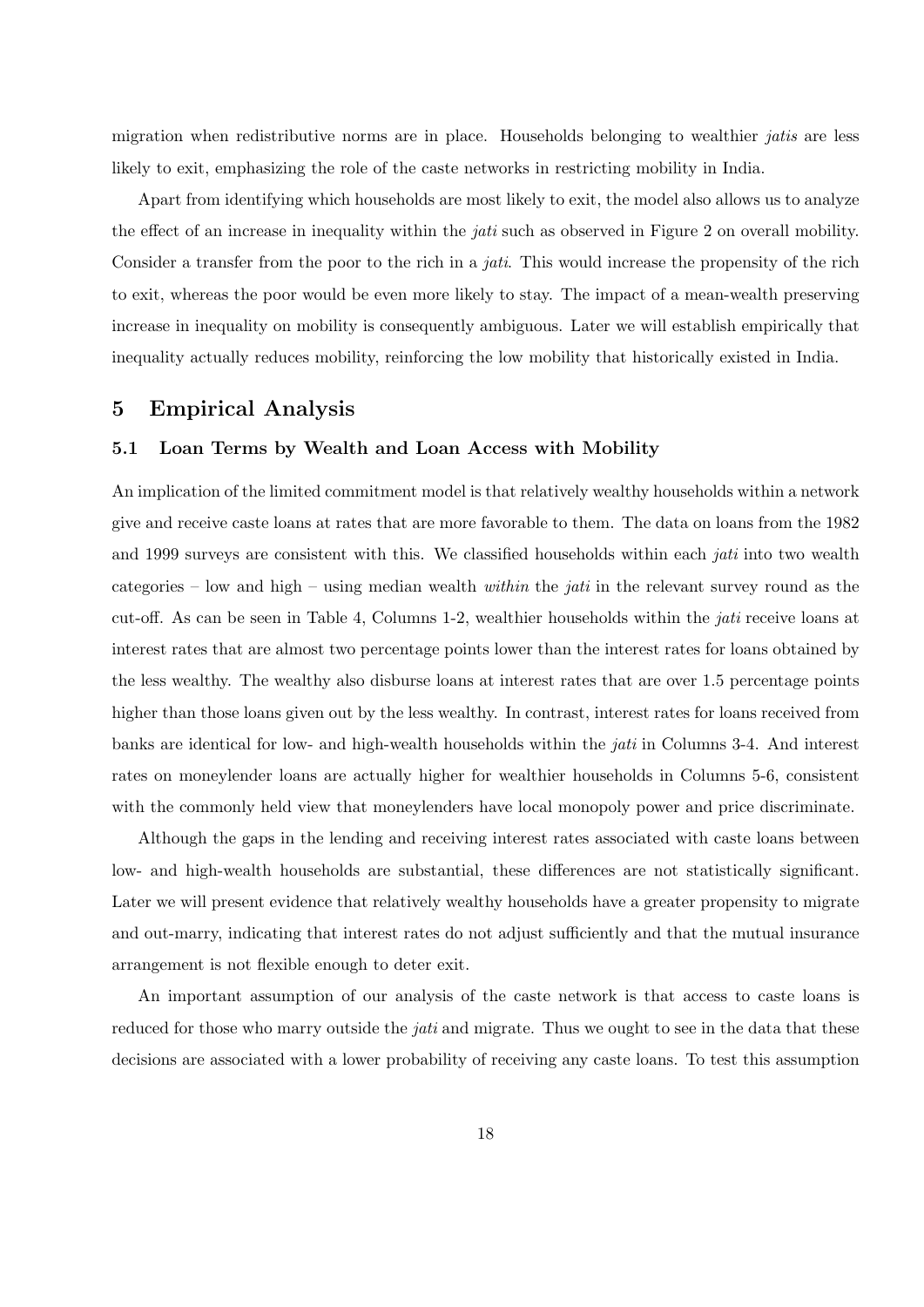migration when redistributive norms are in place. Households belonging to wealthier *jatis* are less likely to exit, emphasizing the role of the caste networks in restricting mobility in India.

Apart from identifying which households are most likely to exit, the model also allows us to analyze the effect of an increase in inequality within the *jati* such as observed in Figure 2 on overall mobility. Consider a transfer from the poor to the rich in a *jati*. This would increase the propensity of the rich to exit, whereas the poor would be even more likely to stay. The impact of a mean-wealth preserving increase in inequality on mobility is consequently ambiguous. Later we will establish empirically that inequality actually reduces mobility, reinforcing the low mobility that historically existed in India.

## 5 Empirical Analysis

### 5.1 Loan Terms by Wealth and Loan Access with Mobility

An implication of the limited commitment model is that relatively wealthy households within a network give and receive caste loans at rates that are more favorable to them. The data on loans from the 1982 and 1999 surveys are consistent with this. We classified households within each *jati* into two wealth categories – low and high – using median wealth *within* the *jati* in the relevant survey round as the cut-off. As can be seen in Table 4, Columns 1-2, wealthier households within the *jati* receive loans at interest rates that are almost two percentage points lower than the interest rates for loans obtained by the less wealthy. The wealthy also disburse loans at interest rates that are over 1.5 percentage points higher than those loans given out by the less wealthy. In contrast, interest rates for loans received from banks are identical for low- and high-wealth households within the *jati* in Columns 3-4. And interest rates on moneylender loans are actually higher for wealthier households in Columns 5-6, consistent with the commonly held view that moneylenders have local monopoly power and price discriminate.

Although the gaps in the lending and receiving interest rates associated with caste loans between low- and high-wealth households are substantial, these differences are not statistically significant. Later we will present evidence that relatively wealthy households have a greater propensity to migrate and out-marry, indicating that interest rates do not adjust sufficiently and that the mutual insurance arrangement is not flexible enough to deter exit.

An important assumption of our analysis of the caste network is that access to caste loans is reduced for those who marry outside the *jati* and migrate. Thus we ought to see in the data that these decisions are associated with a lower probability of receiving any caste loans. To test this assumption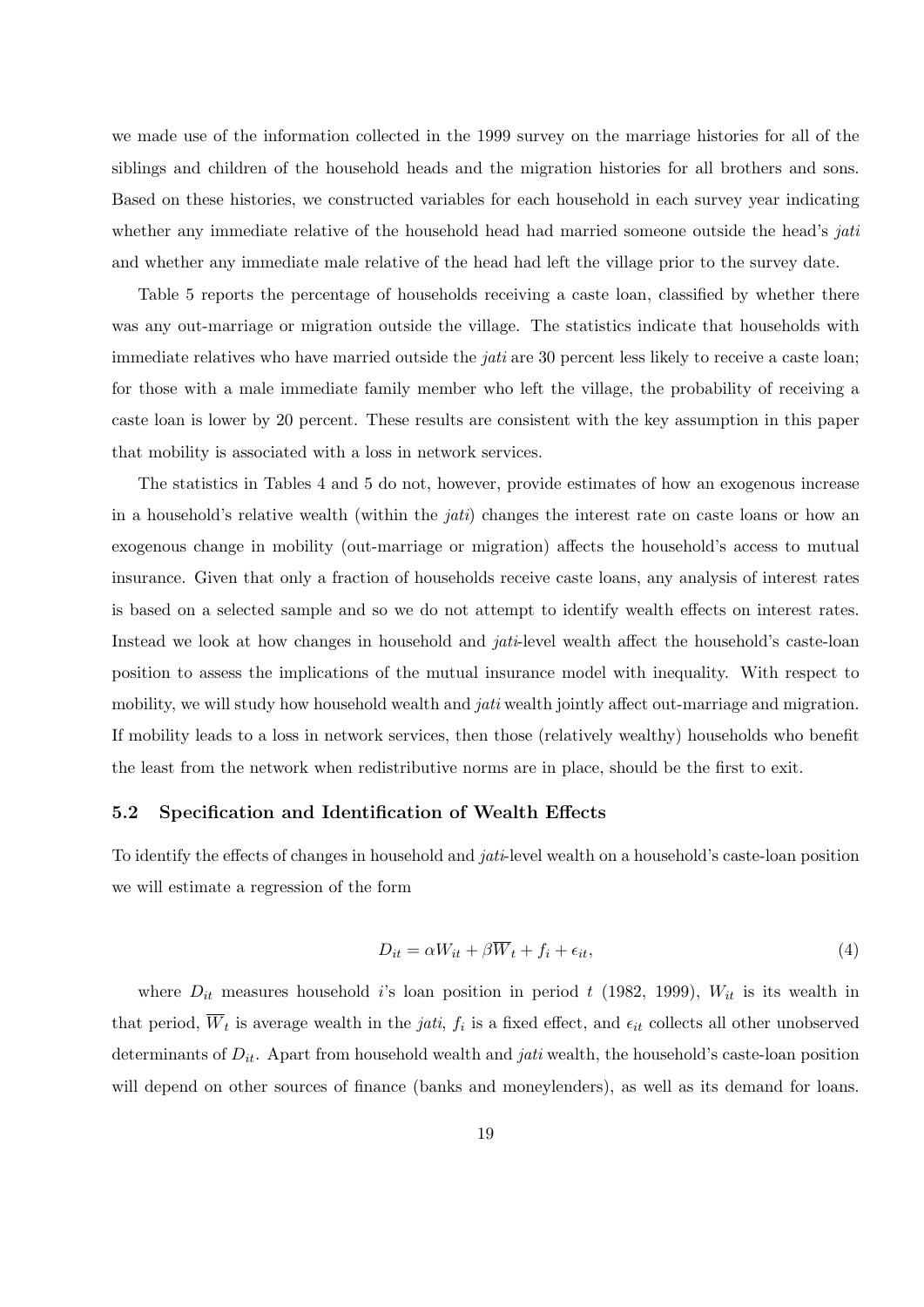we made use of the information collected in the 1999 survey on the marriage histories for all of the siblings and children of the household heads and the migration histories for all brothers and sons. Based on these histories, we constructed variables for each household in each survey year indicating whether any immediate relative of the household head had married someone outside the head's *jati* and whether any immediate male relative of the head had left the village prior to the survey date.

Table 5 reports the percentage of households receiving a caste loan, classified by whether there was any out-marriage or migration outside the village. The statistics indicate that households with immediate relatives who have married outside the *jati* are 30 percent less likely to receive a caste loan; for those with a male immediate family member who left the village, the probability of receiving a caste loan is lower by 20 percent. These results are consistent with the key assumption in this paper that mobility is associated with a loss in network services.

The statistics in Tables 4 and 5 do not, however, provide estimates of how an exogenous increase in a household's relative wealth (within the *jati*) changes the interest rate on caste loans or how an exogenous change in mobility (out-marriage or migration) affects the household's access to mutual insurance. Given that only a fraction of households receive caste loans, any analysis of interest rates is based on a selected sample and so we do not attempt to identify wealth effects on interest rates. Instead we look at how changes in household and *jati*-level wealth affect the household's caste-loan position to assess the implications of the mutual insurance model with inequality. With respect to mobility, we will study how household wealth and *jati* wealth jointly affect out-marriage and migration. If mobility leads to a loss in network services, then those (relatively wealthy) households who benefit the least from the network when redistributive norms are in place, should be the first to exit.

### 5.2 Specification and Identification of Wealth Effects

To identify the effects of changes in household and *jati*-level wealth on a household's caste-loan position we will estimate a regression of the form

$$D_{it} = \alpha W_{it} + \beta \overline{W}_t + f_i + \epsilon_{it}, \tag{4}$$

where $D_{it}$ measures household $i$'s loan position in period $t$ (1982, 1999), $W_{it}$ is its wealth in that period, $\overline{W}_t$ is average wealth in the *jati*, $f_i$ is a fixed effect, and $\epsilon_{it}$ collects all other unobserved determinants of $D_{it}$. Apart from household wealth and *jati* wealth, the household's caste-loan position will depend on other sources of finance (banks and moneylenders), as well as its demand for loans.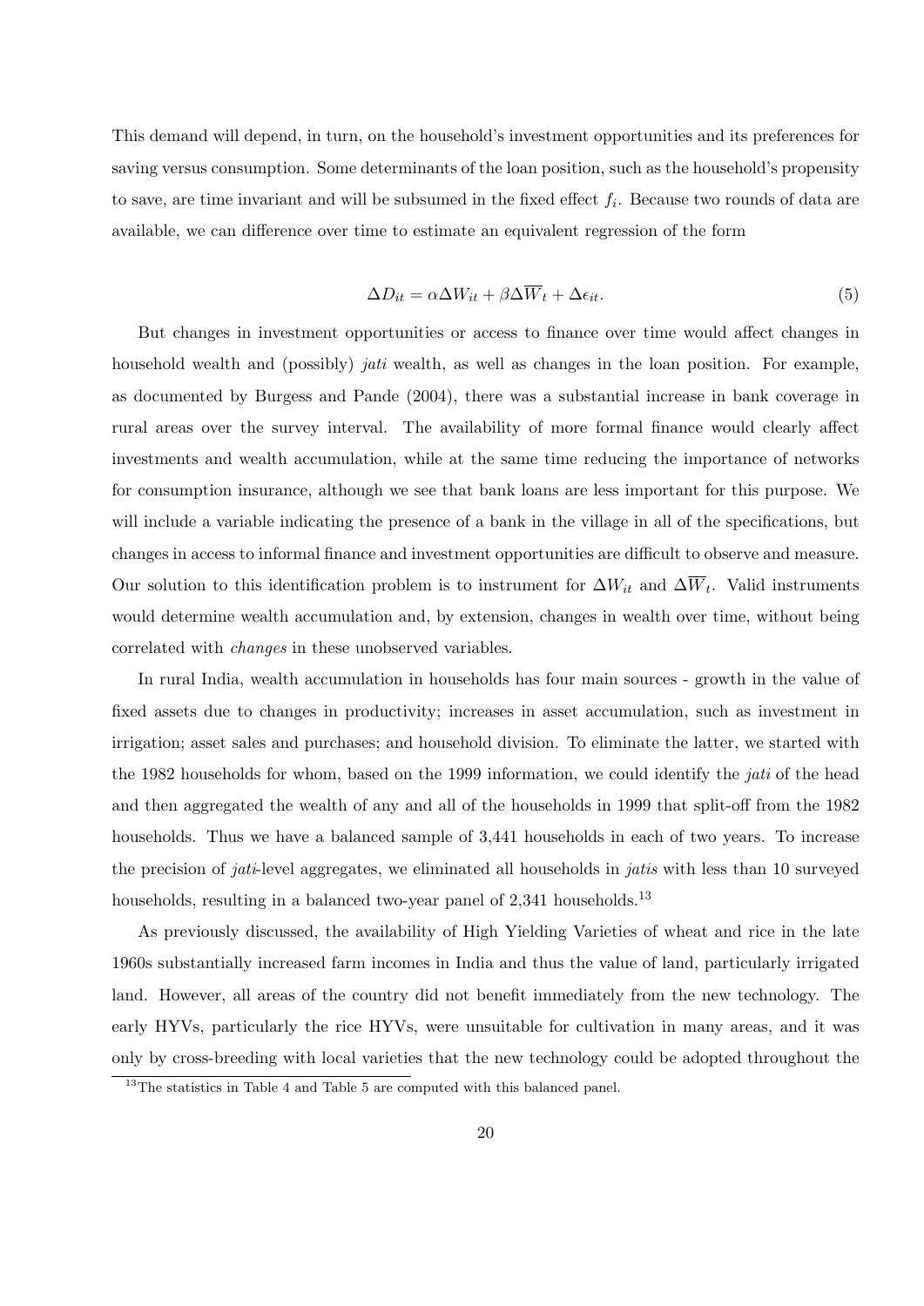This demand will depend, in turn, on the household's investment opportunities and its preferences for saving versus consumption. Some determinants of the loan position, such as the household's propensity to save, are time invariant and will be subsumed in the fixed effect $f_i$. Because two rounds of data are available, we can difference over time to estimate an equivalent regression of the form

$$\Delta D_{it} = \alpha \Delta W_{it} + \beta \Delta \overline{W}_t + \Delta \epsilon_{it}. \tag{5}$$

But changes in investment opportunities or access to finance over time would affect changes in household wealth and (possibly) *jati* wealth, as well as changes in the loan position. For example, as documented by Burgess and Pande (2004), there was a substantial increase in bank coverage in rural areas over the survey interval. The availability of more formal finance would clearly affect investments and wealth accumulation, while at the same time reducing the importance of networks for consumption insurance, although we see that bank loans are less important for this purpose. We will include a variable indicating the presence of a bank in the village in all of the specifications, but changes in access to informal finance and investment opportunities are difficult to observe and measure. Our solution to this identification problem is to instrument for $\Delta W_{it}$ and $\Delta \overline{W}_t$. Valid instruments would determine wealth accumulation and, by extension, changes in wealth over time, without being correlated with *changes* in these unobserved variables.

In rural India, wealth accumulation in households has four main sources - growth in the value of fixed assets due to changes in productivity; increases in asset accumulation, such as investment in irrigation; asset sales and purchases; and household division. To eliminate the latter, we started with the 1982 households for whom, based on the 1999 information, we could identify the *jati* of the head and then aggregated the wealth of any and all of the households in 1999 that split-off from the 1982 households. Thus we have a balanced sample of 3,441 households in each of two years. To increase the precision of *jati*-level aggregates, we eliminated all households in *jatis* with less than 10 surveyed households, resulting in a balanced two-year panel of 2,341 households.[13]

As previously discussed, the availability of High Yielding Varieties of wheat and rice in the late 1960s substantially increased farm incomes in India and thus the value of land, particularly irrigated land. However, all areas of the country did not benefit immediately from the new technology. The early HYVs, particularly the rice HYVs, were unsuitable for cultivation in many areas, and it was only by cross-breeding with local varieties that the new technology could be adopted throughout the

[13] The statistics in Table 4 and Table 5 are computed with this balanced panel.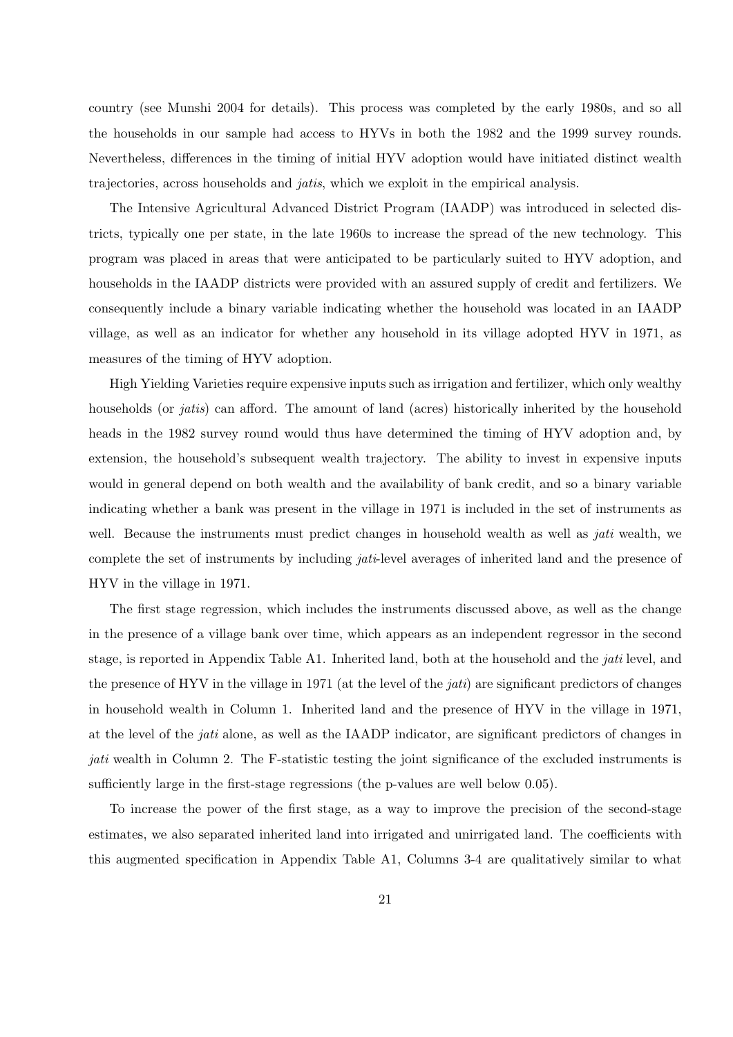country (see Munshi 2004 for details). This process was completed by the early 1980s, and so all the households in our sample had access to HYVs in both the 1982 and the 1999 survey rounds. Nevertheless, differences in the timing of initial HYV adoption would have initiated distinct wealth trajectories, across households and *jatis*, which we exploit in the empirical analysis.

The Intensive Agricultural Advanced District Program (IAADP) was introduced in selected districts, typically one per state, in the late 1960s to increase the spread of the new technology. This program was placed in areas that were anticipated to be particularly suited to HYV adoption, and households in the IAADP districts were provided with an assured supply of credit and fertilizers. We consequently include a binary variable indicating whether the household was located in an IAADP village, as well as an indicator for whether any household in its village adopted HYV in 1971, as measures of the timing of HYV adoption.

High Yielding Varieties require expensive inputs such as irrigation and fertilizer, which only wealthy households (or *jatis*) can afford. The amount of land (acres) historically inherited by the household heads in the 1982 survey round would thus have determined the timing of HYV adoption and, by extension, the household's subsequent wealth trajectory. The ability to invest in expensive inputs would in general depend on both wealth and the availability of bank credit, and so a binary variable indicating whether a bank was present in the village in 1971 is included in the set of instruments as well. Because the instruments must predict changes in household wealth as well as *jati* wealth, we complete the set of instruments by including *jati*-level averages of inherited land and the presence of HYV in the village in 1971.

The first stage regression, which includes the instruments discussed above, as well as the change in the presence of a village bank over time, which appears as an independent regressor in the second stage, is reported in Appendix Table A1. Inherited land, both at the household and the *jati* level, and the presence of HYV in the village in 1971 (at the level of the *jati*) are significant predictors of changes in household wealth in Column 1. Inherited land and the presence of HYV in the village in 1971, at the level of the *jati* alone, as well as the IAADP indicator, are significant predictors of changes in *jati* wealth in Column 2. The F-statistic testing the joint significance of the excluded instruments is sufficiently large in the first-stage regressions (the p-values are well below 0.05).

To increase the power of the first stage, as a way to improve the precision of the second-stage estimates, we also separated inherited land into irrigated and unirrigated land. The coefficients with this augmented specification in Appendix Table A1, Columns 3-4 are qualitatively similar to what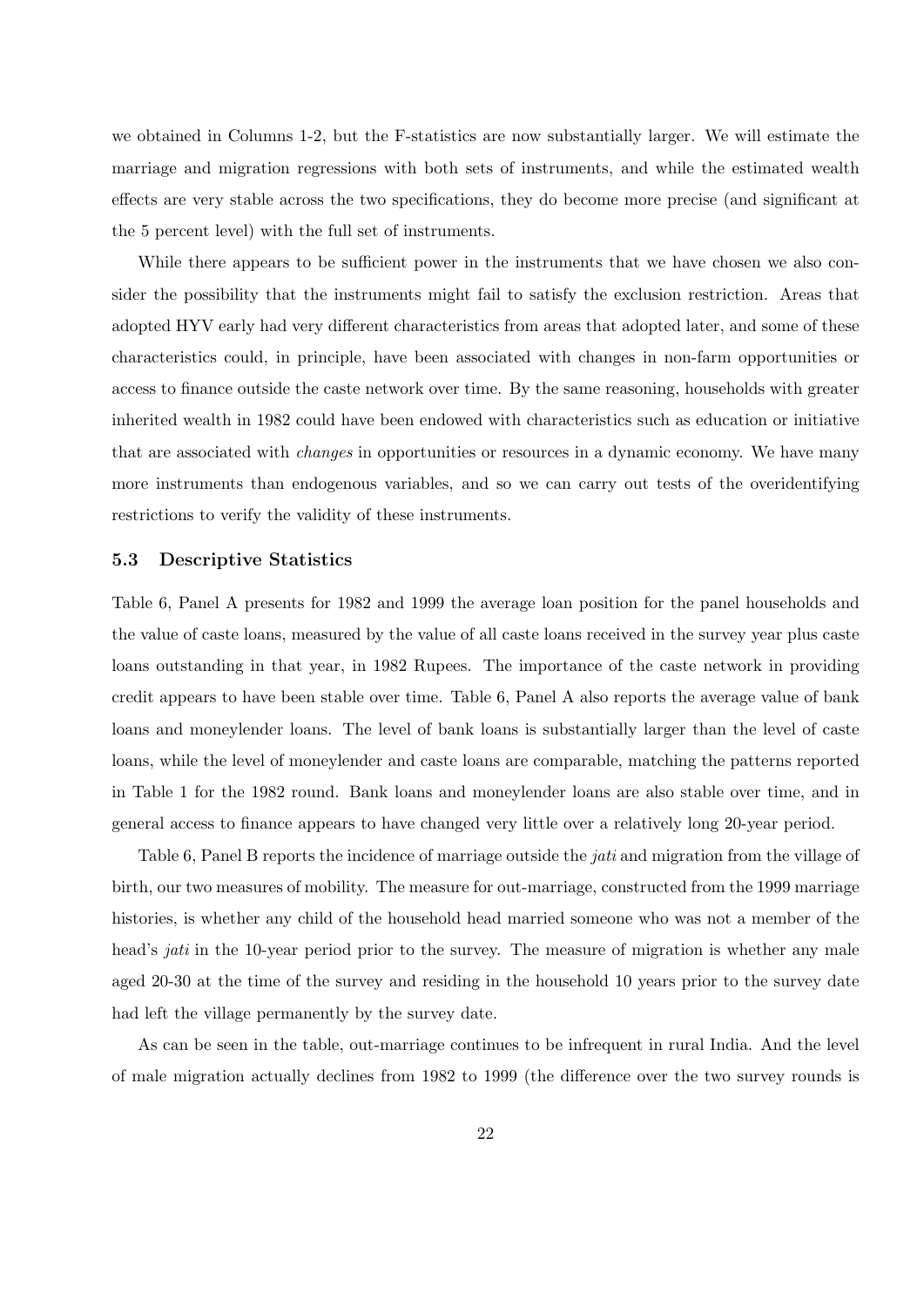we obtained in Columns 1-2, but the F-statistics are now substantially larger. We will estimate the marriage and migration regressions with both sets of instruments, and while the estimated wealth effects are very stable across the two specifications, they do become more precise (and significant at the 5 percent level) with the full set of instruments.

While there appears to be sufficient power in the instruments that we have chosen we also consider the possibility that the instruments might fail to satisfy the exclusion restriction. Areas that adopted HYV early had very different characteristics from areas that adopted later, and some of these characteristics could, in principle, have been associated with changes in non-farm opportunities or access to finance outside the caste network over time. By the same reasoning, households with greater inherited wealth in 1982 could have been endowed with characteristics such as education or initiative that are associated with *changes* in opportunities or resources in a dynamic economy. We have many more instruments than endogenous variables, and so we can carry out tests of the overidentifying restrictions to verify the validity of these instruments.

### 5.3 Descriptive Statistics

Table 6, Panel A presents for 1982 and 1999 the average loan position for the panel households and the value of caste loans, measured by the value of all caste loans received in the survey year plus caste loans outstanding in that year, in 1982 Rupees. The importance of the caste network in providing credit appears to have been stable over time. Table 6, Panel A also reports the average value of bank loans and moneylender loans. The level of bank loans is substantially larger than the level of caste loans, while the level of moneylender and caste loans are comparable, matching the patterns reported in Table 1 for the 1982 round. Bank loans and moneylender loans are also stable over time, and in general access to finance appears to have changed very little over a relatively long 20-year period.

Table 6, Panel B reports the incidence of marriage outside the *jati* and migration from the village of birth, our two measures of mobility. The measure for out-marriage, constructed from the 1999 marriage histories, is whether any child of the household head married someone who was not a member of the head's *jati* in the 10-year period prior to the survey. The measure of migration is whether any male aged 20-30 at the time of the survey and residing in the household 10 years prior to the survey date had left the village permanently by the survey date.

As can be seen in the table, out-marriage continues to be infrequent in rural India. And the level of male migration actually declines from 1982 to 1999 (the difference over the two survey rounds is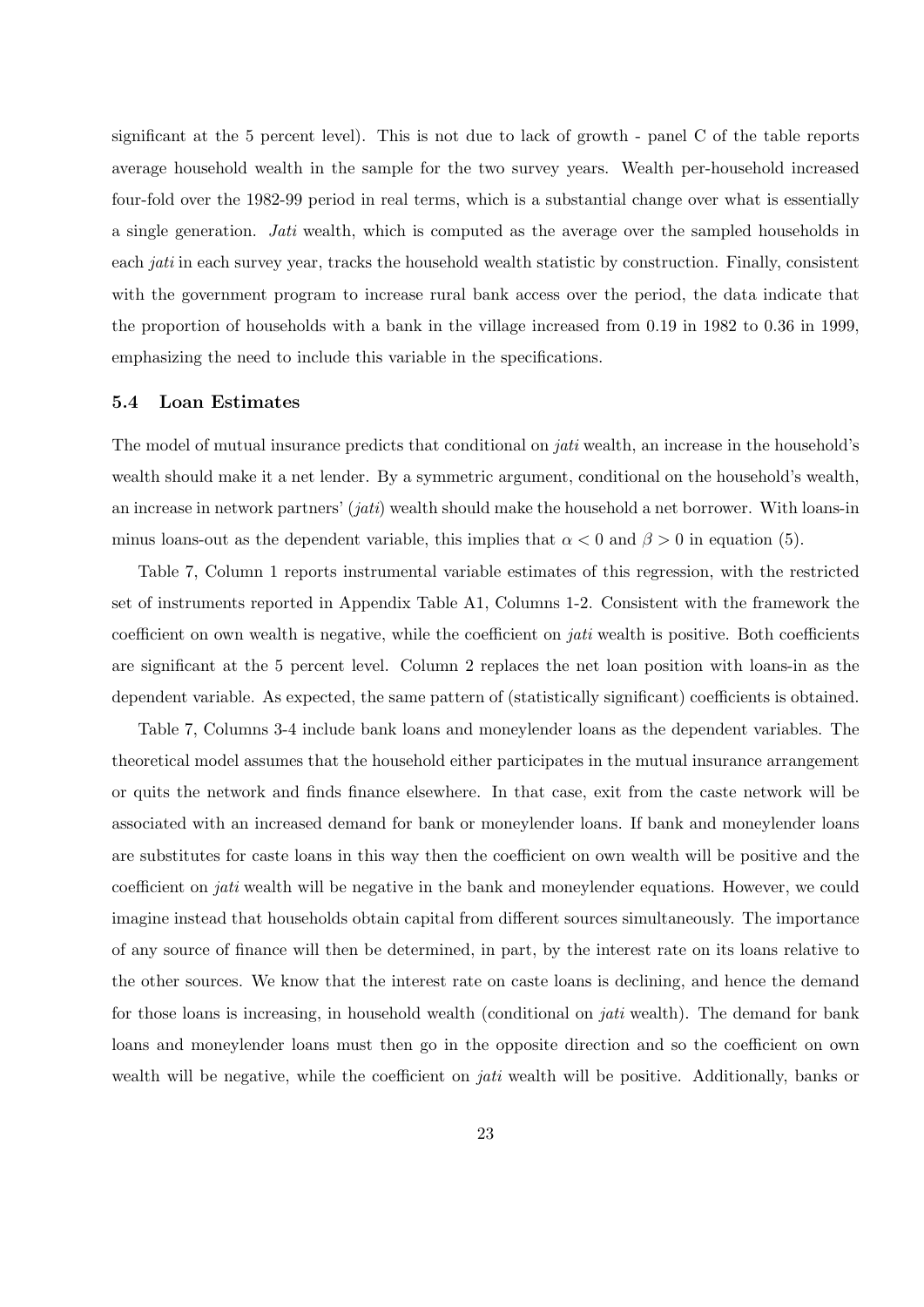significant at the 5 percent level). This is not due to lack of growth - panel C of the table reports average household wealth in the sample for the two survey years. Wealth per-household increased four-fold over the 1982-99 period in real terms, which is a substantial change over what is essentially a single generation. *Jati* wealth, which is computed as the average over the sampled households in each *jati* in each survey year, tracks the household wealth statistic by construction. Finally, consistent with the government program to increase rural bank access over the period, the data indicate that the proportion of households with a bank in the village increased from 0.19 in 1982 to 0.36 in 1999, emphasizing the need to include this variable in the specifications.

### 5.4 Loan Estimates

The model of mutual insurance predicts that conditional on *jati* wealth, an increase in the household's wealth should make it a net lender. By a symmetric argument, conditional on the household's wealth, an increase in network partners' (*jati*) wealth should make the household a net borrower. With loans-in minus loans-out as the dependent variable, this implies that $\alpha < 0$ and $\beta > 0$ in equation (5).

Table 7, Column 1 reports instrumental variable estimates of this regression, with the restricted set of instruments reported in Appendix Table A1, Columns 1-2. Consistent with the framework the coefficient on own wealth is negative, while the coefficient on *jati* wealth is positive. Both coefficients are significant at the 5 percent level. Column 2 replaces the net loan position with loans-in as the dependent variable. As expected, the same pattern of (statistically significant) coefficients is obtained.

Table 7, Columns 3-4 include bank loans and moneylender loans as the dependent variables. The theoretical model assumes that the household either participates in the mutual insurance arrangement or quits the network and finds finance elsewhere. In that case, exit from the caste network will be associated with an increased demand for bank or moneylender loans. If bank and moneylender loans are substitutes for caste loans in this way then the coefficient on own wealth will be positive and the coefficient on *jati* wealth will be negative in the bank and moneylender equations. However, we could imagine instead that households obtain capital from different sources simultaneously. The importance of any source of finance will then be determined, in part, by the interest rate on its loans relative to the other sources. We know that the interest rate on caste loans is declining, and hence the demand for those loans is increasing, in household wealth (conditional on *jati* wealth). The demand for bank loans and moneylender loans must then go in the opposite direction and so the coefficient on own wealth will be negative, while the coefficient on *jati* wealth will be positive. Additionally, banks or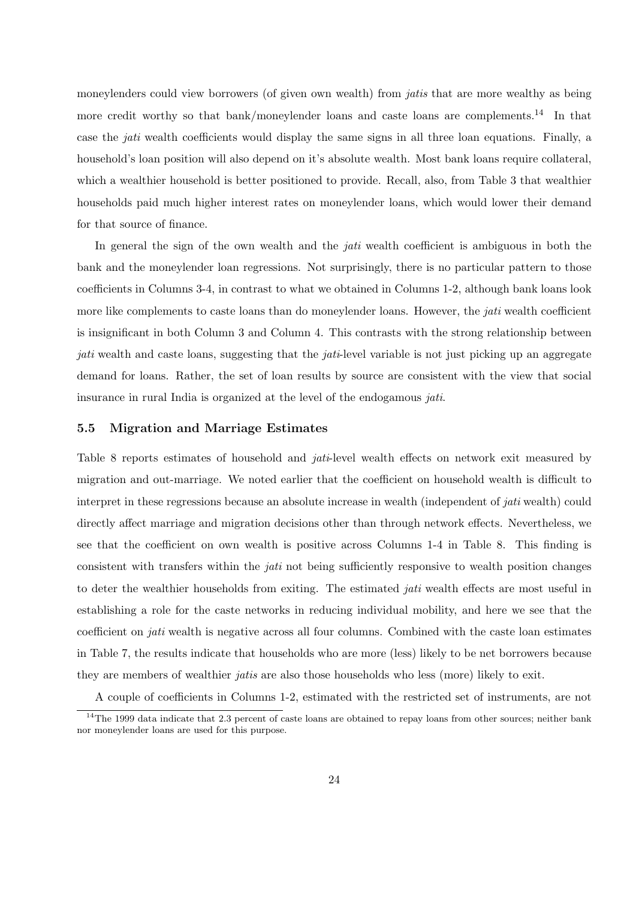moneylenders could view borrowers (of given own wealth) from *jatis* that are more wealthy as being more credit worthy so that bank/moneylender loans and caste loans are complements.[14] In that case the *jati* wealth coefficients would display the same signs in all three loan equations. Finally, a household's loan position will also depend on it's absolute wealth. Most bank loans require collateral, which a wealthier household is better positioned to provide. Recall, also, from Table 3 that wealthier households paid much higher interest rates on moneylender loans, which would lower their demand for that source of finance.

In general the sign of the own wealth and the *jati* wealth coefficient is ambiguous in both the bank and the moneylender loan regressions. Not surprisingly, there is no particular pattern to those coefficients in Columns 3-4, in contrast to what we obtained in Columns 1-2, although bank loans look more like complements to caste loans than do moneylender loans. However, the *jati* wealth coefficient is insignificant in both Column 3 and Column 4. This contrasts with the strong relationship between *jati* wealth and caste loans, suggesting that the *jati*-level variable is not just picking up an aggregate demand for loans. Rather, the set of loan results by source are consistent with the view that social insurance in rural India is organized at the level of the endogamous *jati*.

### 5.5 Migration and Marriage Estimates

Table 8 reports estimates of household and *jati*-level wealth effects on network exit measured by migration and out-marriage. We noted earlier that the coefficient on household wealth is difficult to interpret in these regressions because an absolute increase in wealth (independent of *jati* wealth) could directly affect marriage and migration decisions other than through network effects. Nevertheless, we see that the coefficient on own wealth is positive across Columns 1-4 in Table 8. This finding is consistent with transfers within the *jati* not being sufficiently responsive to wealth position changes to deter the wealthier households from exiting. The estimated *jati* wealth effects are most useful in establishing a role for the caste networks in reducing individual mobility, and here we see that the coefficient on *jati* wealth is negative across all four columns. Combined with the caste loan estimates in Table 7, the results indicate that households who are more (less) likely to be net borrowers because they are members of wealthier *jatis* are also those households who less (more) likely to exit.

A couple of coefficients in Columns 1-2, estimated with the restricted set of instruments, are not

[14] The 1999 data indicate that 2.3 percent of caste loans are obtained to repay loans from other sources; neither bank nor moneylender loans are used for this purpose.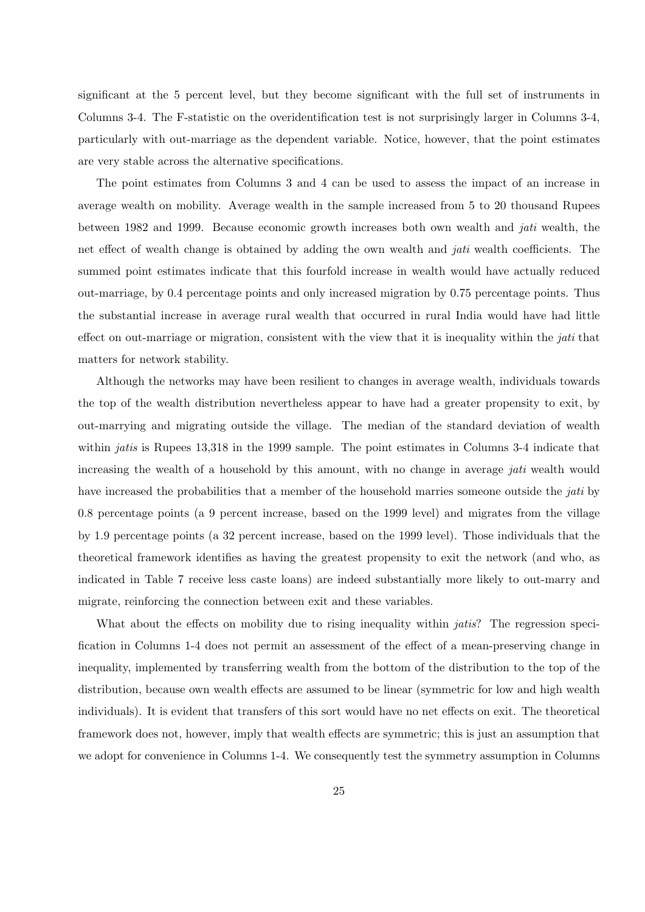significant at the 5 percent level, but they become significant with the full set of instruments in Columns 3-4. The F-statistic on the overidentification test is not surprisingly larger in Columns 3-4, particularly with out-marriage as the dependent variable. Notice, however, that the point estimates are very stable across the alternative specifications.

The point estimates from Columns 3 and 4 can be used to assess the impact of an increase in average wealth on mobility. Average wealth in the sample increased from 5 to 20 thousand Rupees between 1982 and 1999. Because economic growth increases both own wealth and *jati* wealth, the net effect of wealth change is obtained by adding the own wealth and *jati* wealth coefficients. The summed point estimates indicate that this fourfold increase in wealth would have actually reduced out-marriage, by 0.4 percentage points and only increased migration by 0.75 percentage points. Thus the substantial increase in average rural wealth that occurred in rural India would have had little effect on out-marriage or migration, consistent with the view that it is inequality within the *jati* that matters for network stability.

Although the networks may have been resilient to changes in average wealth, individuals towards the top of the wealth distribution nevertheless appear to have had a greater propensity to exit, by out-marrying and migrating outside the village. The median of the standard deviation of wealth within *jatis* is Rupees 13,318 in the 1999 sample. The point estimates in Columns 3-4 indicate that increasing the wealth of a household by this amount, with no change in average *jati* wealth would have increased the probabilities that a member of the household marries someone outside the *jati* by 0.8 percentage points (a 9 percent increase, based on the 1999 level) and migrates from the village by 1.9 percentage points (a 32 percent increase, based on the 1999 level). Those individuals that the theoretical framework identifies as having the greatest propensity to exit the network (and who, as indicated in Table 7 receive less caste loans) are indeed substantially more likely to out-marry and migrate, reinforcing the connection between exit and these variables.

What about the effects on mobility due to rising inequality within *jatis*? The regression specification in Columns 1-4 does not permit an assessment of the effect of a mean-preserving change in inequality, implemented by transferring wealth from the bottom of the distribution to the top of the distribution, because own wealth effects are assumed to be linear (symmetric for low and high wealth individuals). It is evident that transfers of this sort would have no net effects on exit. The theoretical framework does not, however, imply that wealth effects are symmetric; this is just an assumption that we adopt for convenience in Columns 1-4. We consequently test the symmetry assumption in Columns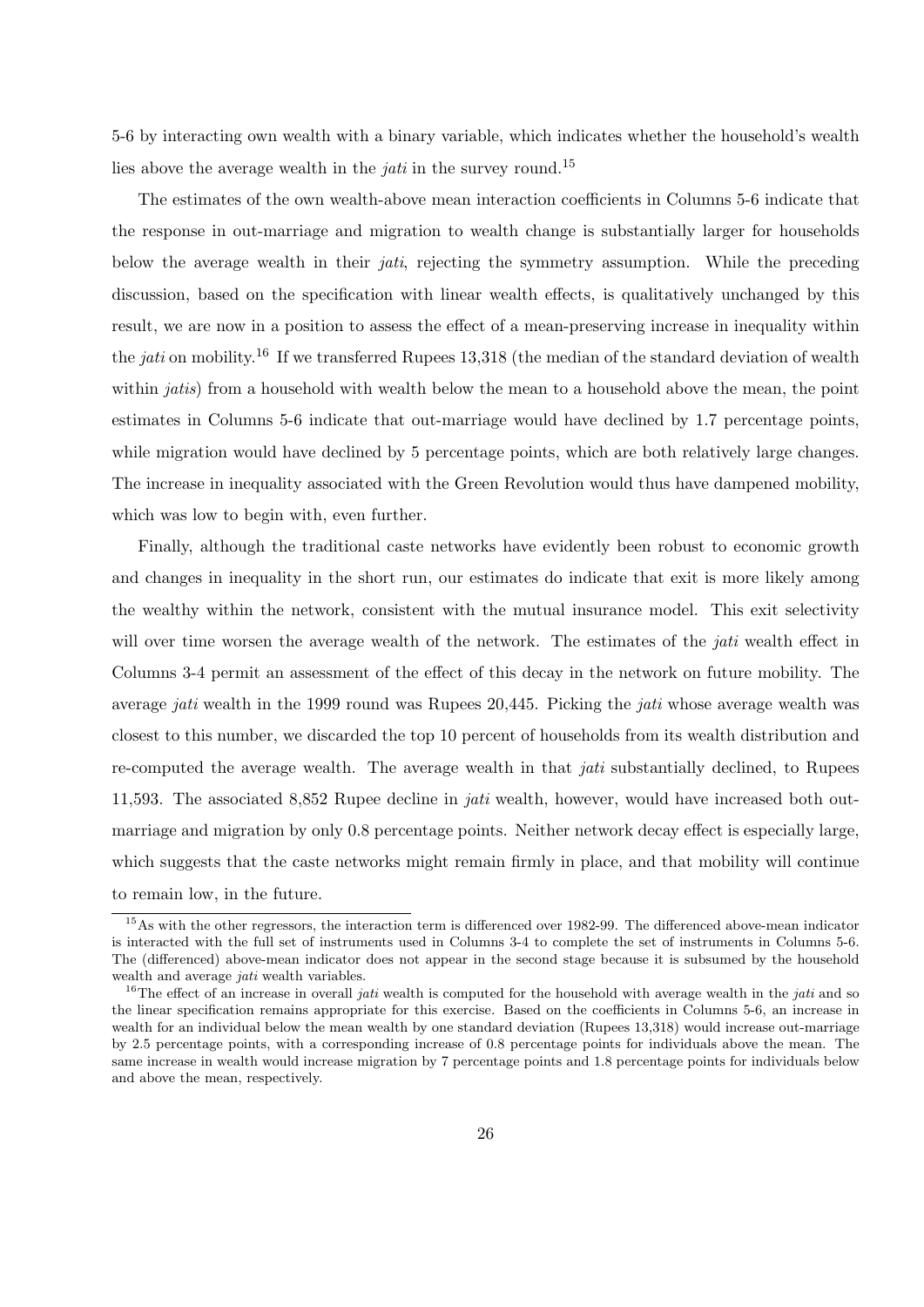5-6 by interacting own wealth with a binary variable, which indicates whether the household's wealth lies above the average wealth in the *jati* in the survey round.[15]

The estimates of the own wealth-above mean interaction coefficients in Columns 5-6 indicate that the response in out-marriage and migration to wealth change is substantially larger for households below the average wealth in their *jati*, rejecting the symmetry assumption. While the preceding discussion, based on the specification with linear wealth effects, is qualitatively unchanged by this result, we are now in a position to assess the effect of a mean-preserving increase in inequality within the *jati* on mobility.[16] If we transferred Rupees 13,318 (the median of the standard deviation of wealth within *jatis*) from a household with wealth below the mean to a household above the mean, the point estimates in Columns 5-6 indicate that out-marriage would have declined by 1.7 percentage points, while migration would have declined by 5 percentage points, which are both relatively large changes. The increase in inequality associated with the Green Revolution would thus have dampened mobility, which was low to begin with, even further.

Finally, although the traditional caste networks have evidently been robust to economic growth and changes in inequality in the short run, our estimates do indicate that exit is more likely among the wealthy within the network, consistent with the mutual insurance model. This exit selectivity will over time worsen the average wealth of the network. The estimates of the *jati* wealth effect in Columns 3-4 permit an assessment of the effect of this decay in the network on future mobility. The average *jati* wealth in the 1999 round was Rupees 20,445. Picking the *jati* whose average wealth was closest to this number, we discarded the top 10 percent of households from its wealth distribution and re-computed the average wealth. The average wealth in that *jati* substantially declined, to Rupees 11,593. The associated 8,852 Rupee decline in *jati* wealth, however, would have increased both out-marriage and migration by only 0.8 percentage points. Neither network decay effect is especially large, which suggests that the caste networks might remain firmly in place, and that mobility will continue to remain low, in the future.

---

[15] As with the other regressors, the interaction term is differenced over 1982-99. The differenced above-mean indicator is interacted with the full set of instruments used in Columns 3-4 to complete the set of instruments in Columns 5-6. The (differenced) above-mean indicator does not appear in the second stage because it is subsumed by the household wealth and average *jati* wealth variables.

[16] The effect of an increase in overall *jati* wealth is computed for the household with average wealth in the *jati* and so the linear specification remains appropriate for this exercise. Based on the coefficients in Columns 5-6, an increase in wealth for an individual below the mean wealth by one standard deviation (Rupees 13,318) would increase out-marriage by 2.5 percentage points, with a corresponding increase of 0.8 percentage points for individuals above the mean. The same increase in wealth would increase migration by 7 percentage points and 1.8 percentage points for individuals below and above the mean, respectively.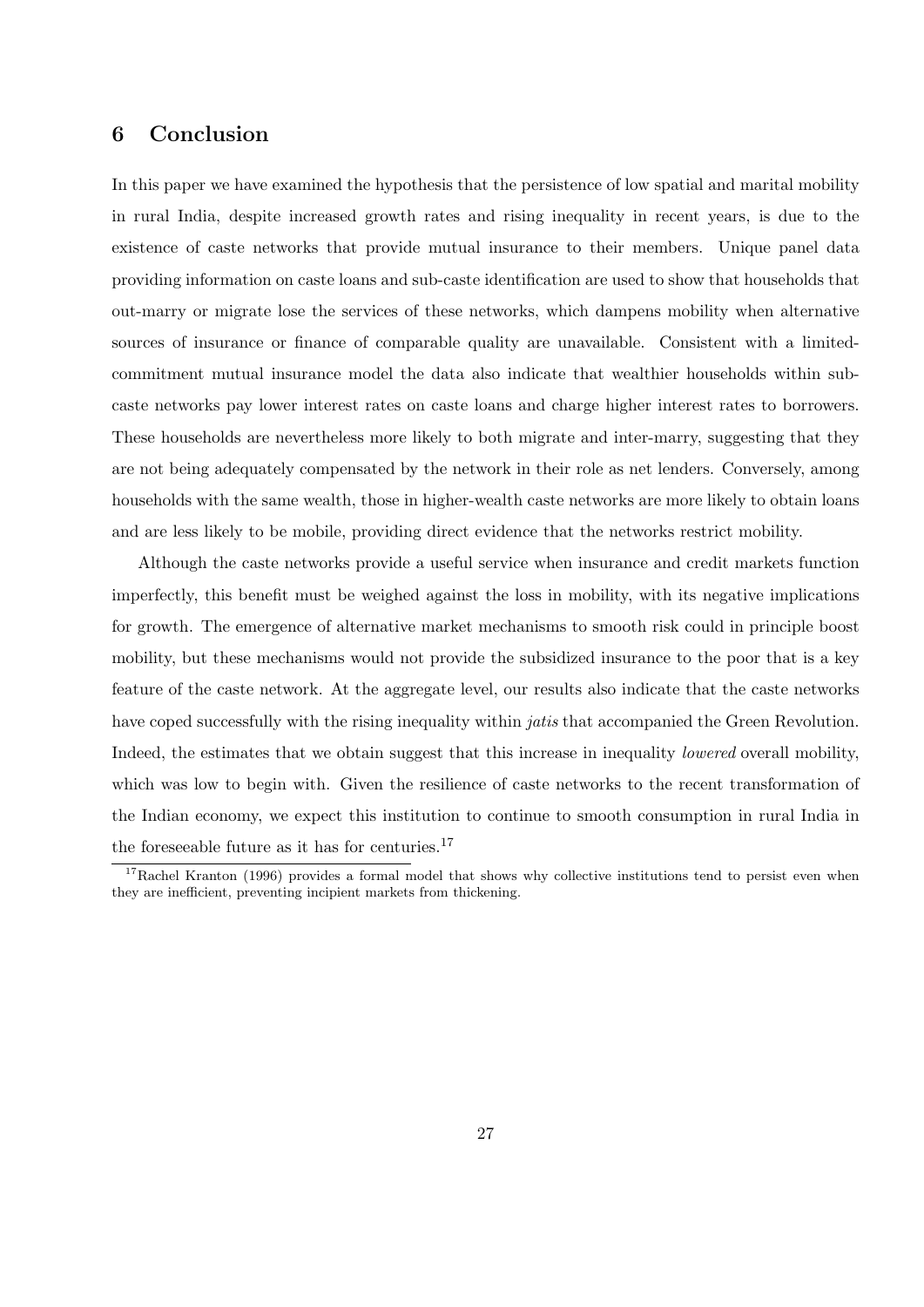## 6 Conclusion

In this paper we have examined the hypothesis that the persistence of low spatial and marital mobility in rural India, despite increased growth rates and rising inequality in recent years, is due to the existence of caste networks that provide mutual insurance to their members. Unique panel data providing information on caste loans and sub-caste identification are used to show that households that out-marry or migrate lose the services of these networks, which dampens mobility when alternative sources of insurance or finance of comparable quality are unavailable. Consistent with a limited-commitment mutual insurance model the data also indicate that wealthier households within sub-caste networks pay lower interest rates on caste loans and charge higher interest rates to borrowers. These households are nevertheless more likely to both migrate and inter-marry, suggesting that they are not being adequately compensated by the network in their role as net lenders. Conversely, among households with the same wealth, those in higher-wealth caste networks are more likely to obtain loans and are less likely to be mobile, providing direct evidence that the networks restrict mobility.

Although the caste networks provide a useful service when insurance and credit markets function imperfectly, this benefit must be weighed against the loss in mobility, with its negative implications for growth. The emergence of alternative market mechanisms to smooth risk could in principle boost mobility, but these mechanisms would not provide the subsidized insurance to the poor that is a key feature of the caste network. At the aggregate level, our results also indicate that the caste networks have coped successfully with the rising inequality within *jatis* that accompanied the Green Revolution. Indeed, the estimates that we obtain suggest that this increase in inequality *lowered* overall mobility, which was low to begin with. Given the resilience of caste networks to the recent transformation of the Indian economy, we expect this institution to continue to smooth consumption in rural India in the foreseeable future as it has for centuries.[17]

[17] Rachel Kranton (1996) provides a formal model that shows why collective institutions tend to persist even when they are inefficient, preventing incipient markets from thickening.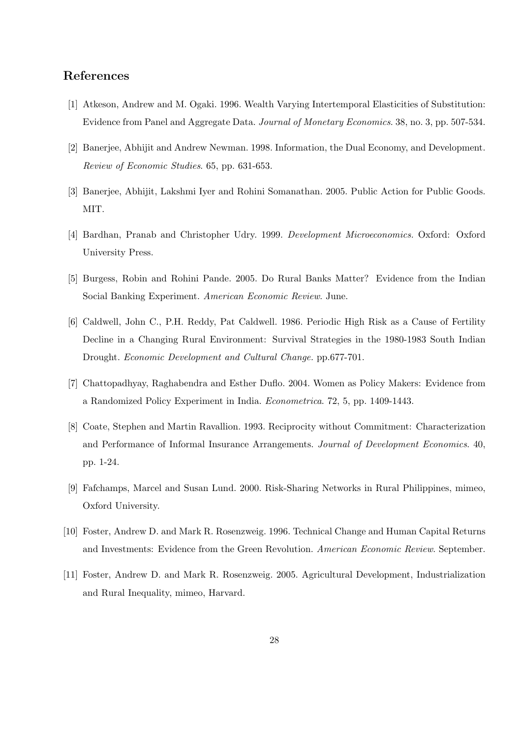## References

[1] Atkeson, Andrew and M. Ogaki. 1996. Wealth Varying Intertemporal Elasticities of Substitution: Evidence from Panel and Aggregate Data. *Journal of Monetary Economics*. 38, no. 3, pp. 507-534.

[2] Banerjee, Abhijit and Andrew Newman. 1998. Information, the Dual Economy, and Development. *Review of Economic Studies*. 65, pp. 631-653.

[3] Banerjee, Abhijit, Lakshmi Iyer and Rohini Somanathan. 2005. Public Action for Public Goods. MIT.

[4] Bardhan, Pranab and Christopher Udry. 1999. *Development Microeconomics.* Oxford: Oxford University Press.

[5] Burgess, Robin and Rohini Pande. 2005. Do Rural Banks Matter? Evidence from the Indian Social Banking Experiment. *American Economic Review*. June.

[6] Caldwell, John C., P.H. Reddy, Pat Caldwell. 1986. Periodic High Risk as a Cause of Fertility Decline in a Changing Rural Environment: Survival Strategies in the 1980-1983 South Indian Drought. *Economic Development and Cultural Change*. pp.677-701.

[7] Chattopadhyay, Raghabendra and Esther Duflo. 2004. Women as Policy Makers: Evidence from a Randomized Policy Experiment in India. *Econometrica*. 72, 5, pp. 1409-1443.

[8] Coate, Stephen and Martin Ravallion. 1993. Reciprocity without Commitment: Characterization and Performance of Informal Insurance Arrangements. *Journal of Development Economics*. 40, pp. 1-24.

[9] Fafchamps, Marcel and Susan Lund. 2000. Risk-Sharing Networks in Rural Philippines, mimeo, Oxford University.

[10] Foster, Andrew D. and Mark R. Rosenzweig. 1996. Technical Change and Human Capital Returns and Investments: Evidence from the Green Revolution. *American Economic Review*. September.

[11] Foster, Andrew D. and Mark R. Rosenzweig. 2005. Agricultural Development, Industrialization and Rural Inequality, mimeo, Harvard.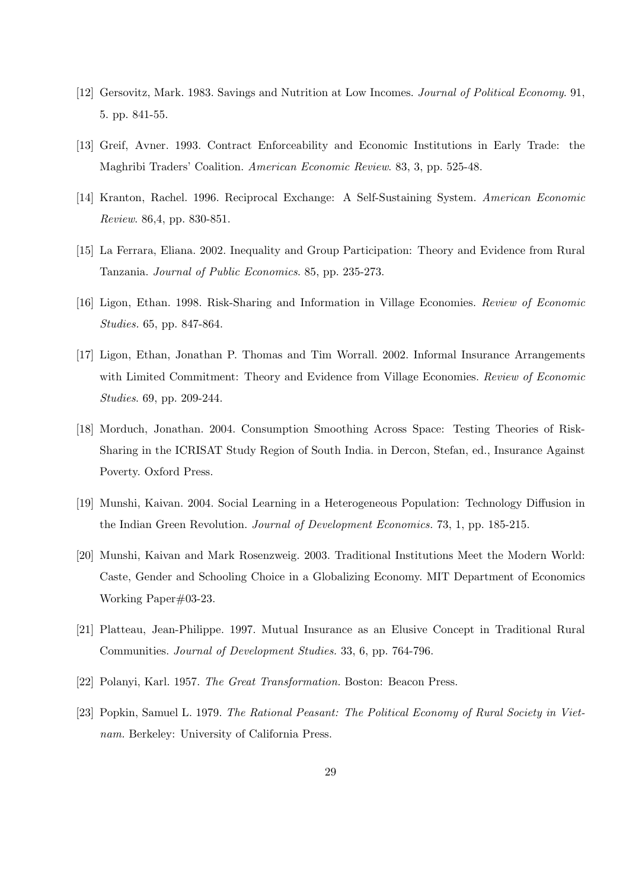[12] Gersovitz, Mark. 1983. Savings and Nutrition at Low Incomes. *Journal of Political Economy*. 91, 5. pp. 841-55.

[13] Greif, Avner. 1993. Contract Enforceability and Economic Institutions in Early Trade: the Maghribi Traders' Coalition. *American Economic Review*. 83, 3, pp. 525-48.

[14] Kranton, Rachel. 1996. Reciprocal Exchange: A Self-Sustaining System. *American Economic Review*. 86,4, pp. 830-851.

[15] La Ferrara, Eliana. 2002. Inequality and Group Participation: Theory and Evidence from Rural Tanzania. *Journal of Public Economics*. 85, pp. 235-273.

[16] Ligon, Ethan. 1998. Risk-Sharing and Information in Village Economies. *Review of Economic Studies.* 65, pp. 847-864.

[17] Ligon, Ethan, Jonathan P. Thomas and Tim Worrall. 2002. Informal Insurance Arrangements with Limited Commitment: Theory and Evidence from Village Economies. *Review of Economic Studies*. 69, pp. 209-244.

[18] Morduch, Jonathan. 2004. Consumption Smoothing Across Space: Testing Theories of Risk-Sharing in the ICRISAT Study Region of South India. in Dercon, Stefan, ed., Insurance Against Poverty. Oxford Press.

[19] Munshi, Kaivan. 2004. Social Learning in a Heterogeneous Population: Technology Diffusion in the Indian Green Revolution. *Journal of Development Economics.* 73, 1, pp. 185-215.

[20] Munshi, Kaivan and Mark Rosenzweig. 2003. Traditional Institutions Meet the Modern World: Caste, Gender and Schooling Choice in a Globalizing Economy. MIT Department of Economics Working Paper#03-23.

[21] Platteau, Jean-Philippe. 1997. Mutual Insurance as an Elusive Concept in Traditional Rural Communities. *Journal of Development Studies.* 33, 6, pp. 764-796.

[22] Polanyi, Karl. 1957. *The Great Transformation.* Boston: Beacon Press.

[23] Popkin, Samuel L. 1979. *The Rational Peasant: The Political Economy of Rural Society in Vietnam.* Berkeley: University of California Press.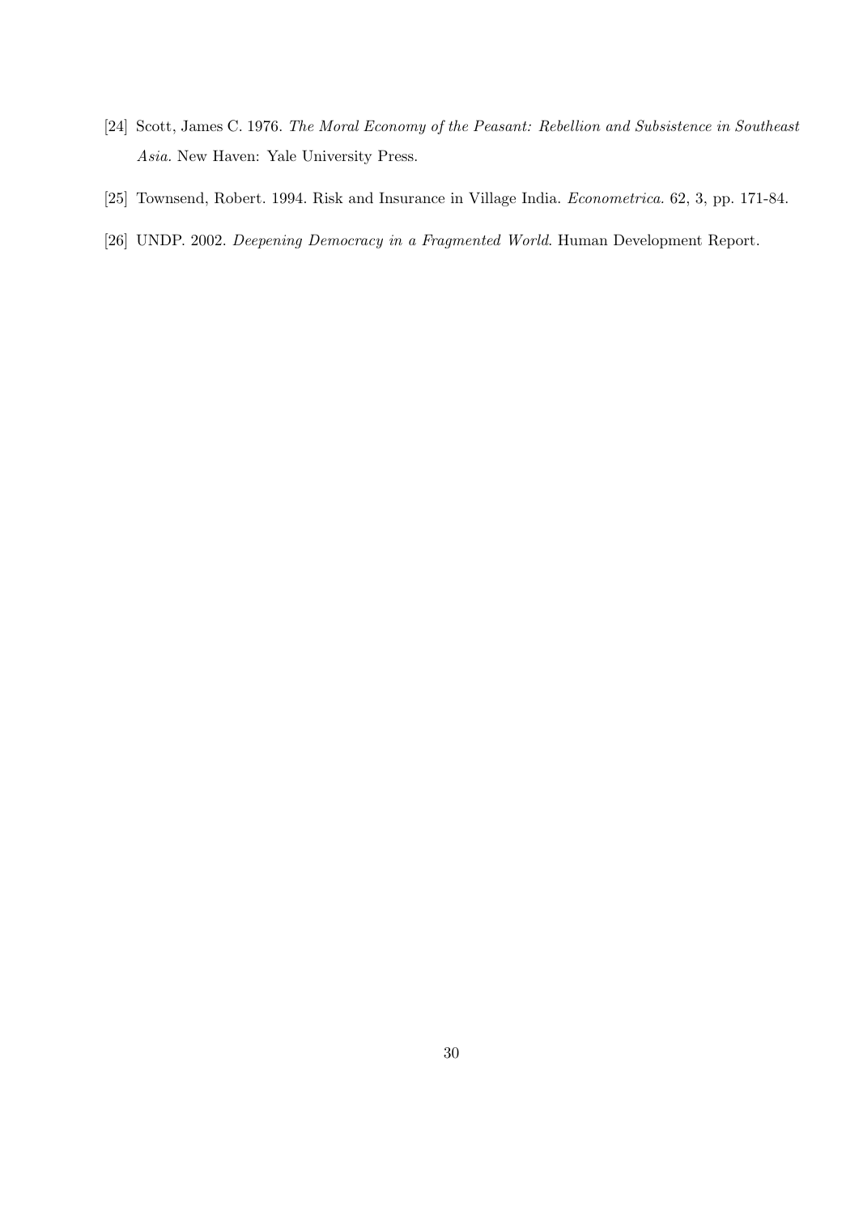[24] Scott, James C. 1976. *The Moral Economy of the Peasant: Rebellion and Subsistence in Southeast Asia*. New Haven: Yale University Press.

[25] Townsend, Robert. 1994. Risk and Insurance in Village India. *Econometrica*. 62, 3, pp. 171-84.

[26] UNDP. 2002. *Deepening Democracy in a Fragmented World*. Human Development Report.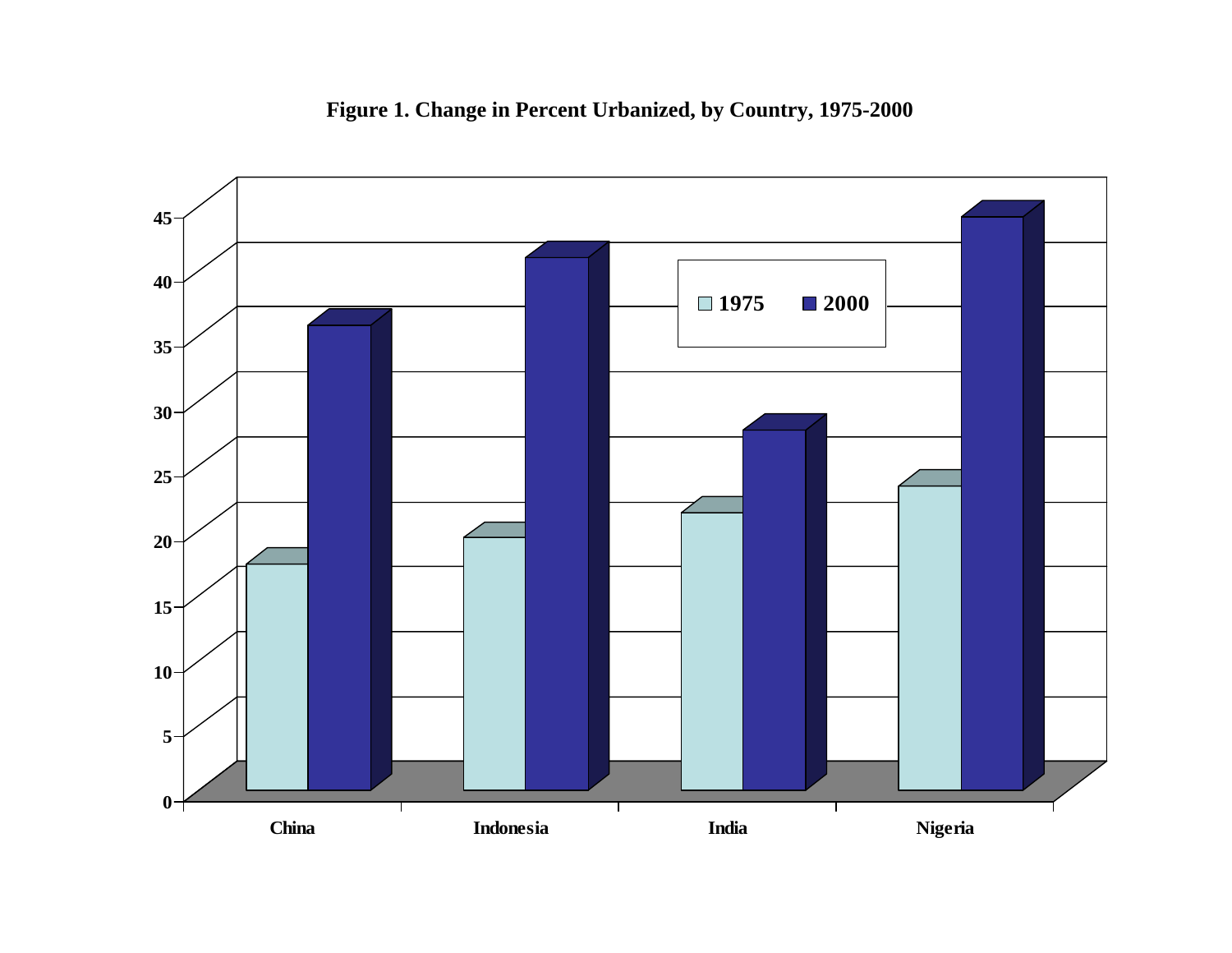**Figure 1. Change in Percent Urbanized, by Country, 1975-2000**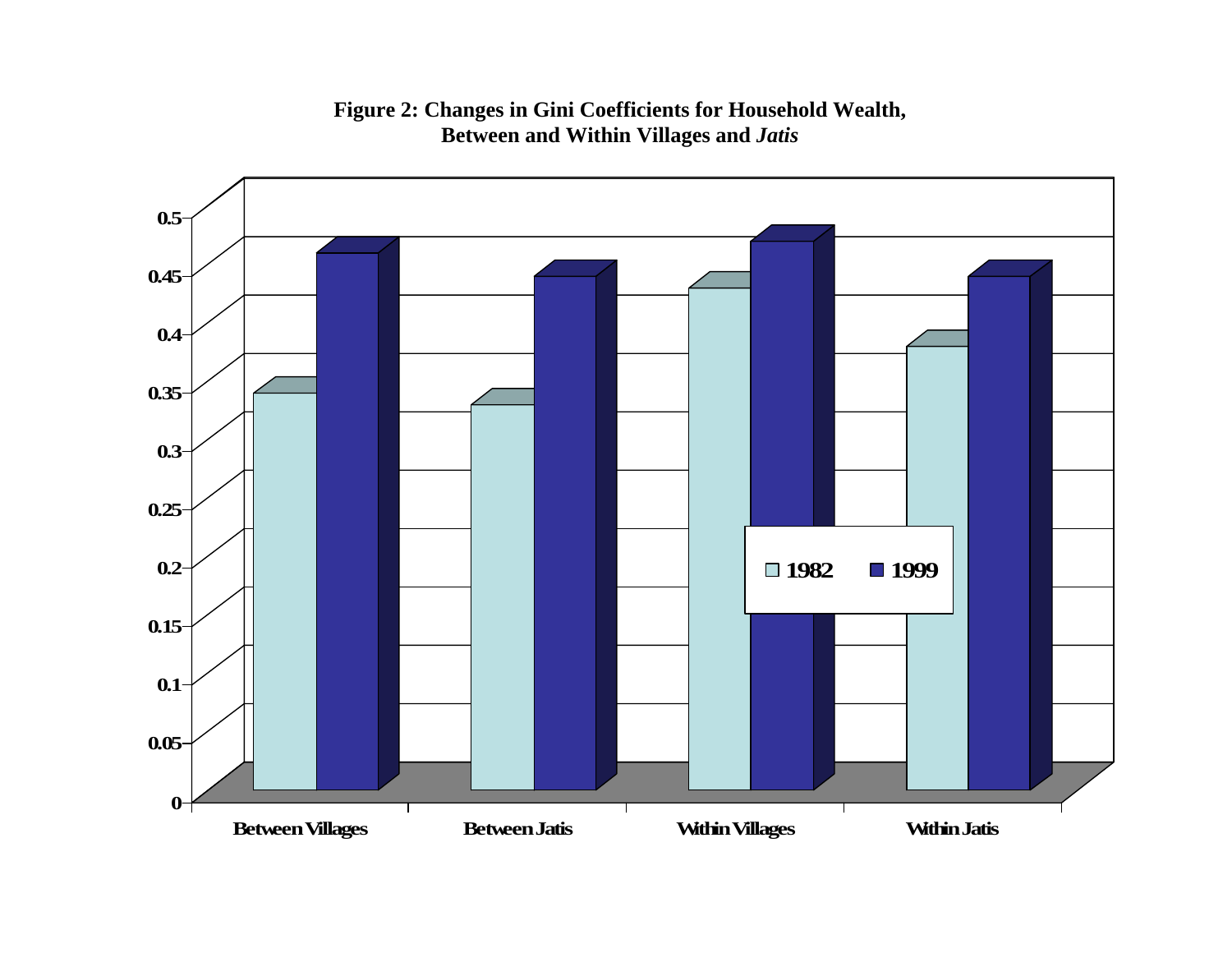**Figure 2: Changes in Gini Coefficients for Household Wealth, Between and Within Villages and *Jatis***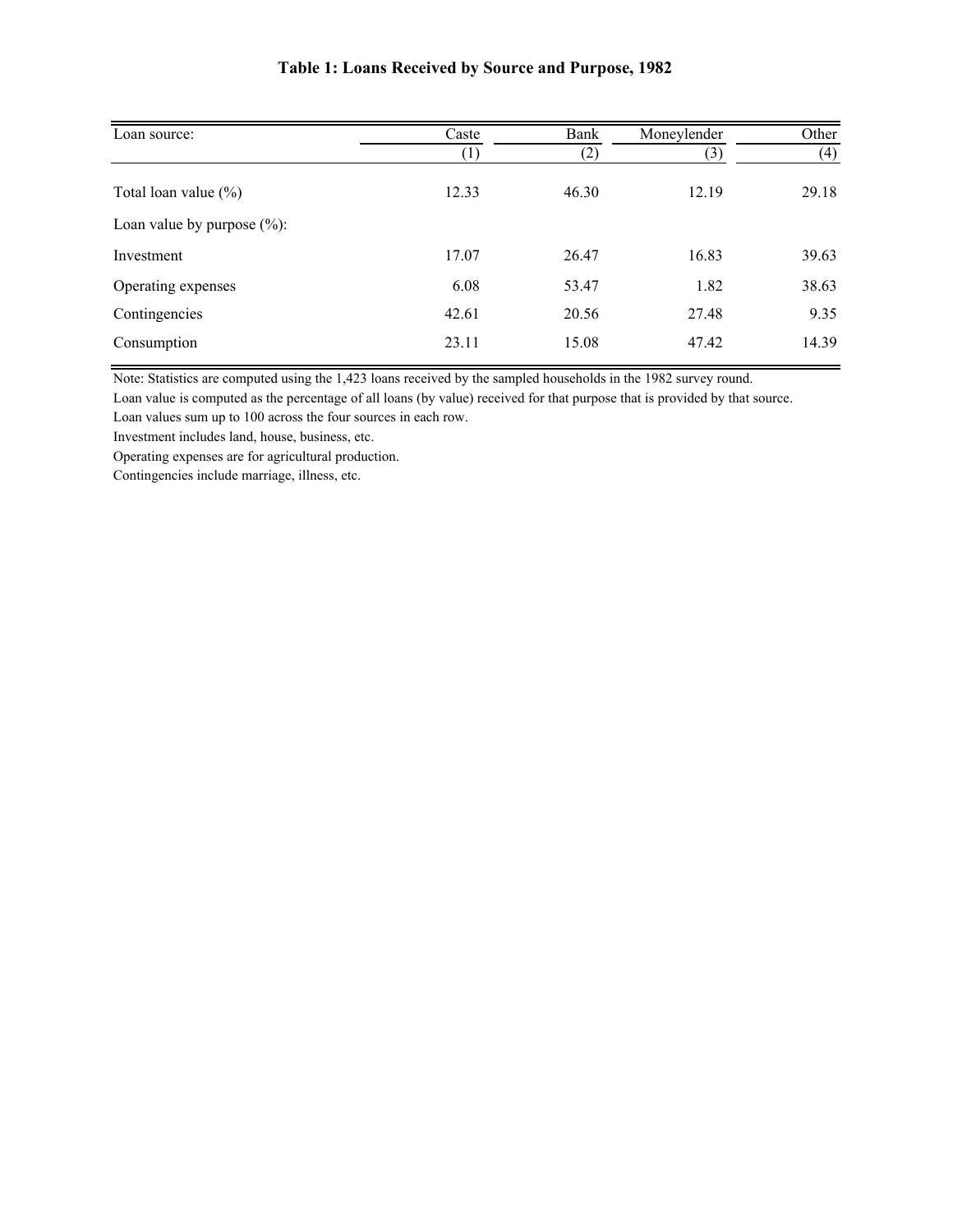**Table 1: Loans Received by Source and Purpose, 1982**

| Loan source: | Caste | Bank | Moneylender | Other |
|---|---|---|---|---|
| | (1) | (2) | (3) | (4) |
| Total loan value (%) | 12.33 | 46.30 | 12.19 | 29.18 |
| Loan value by purpose (%): | | | | |
| Investment | 17.07 | 26.47 | 16.83 | 39.63 |
| Operating expenses | 6.08 | 53.47 | 1.82 | 38.63 |
| Contingencies | 42.61 | 20.56 | 27.48 | 9.35 |
| Consumption | 23.11 | 15.08 | 47.42 | 14.39 |

Note: Statistics are computed using the 1,423 loans received by the sampled households in the 1982 survey round.

Loan value is computed as the percentage of all loans (by value) received for that purpose that is provided by that source.

Loan values sum up to 100 across the four sources in each row.

Investment includes land, house, business, etc.

Operating expenses are for agricultural production.

Contingencies include marriage, illness, etc.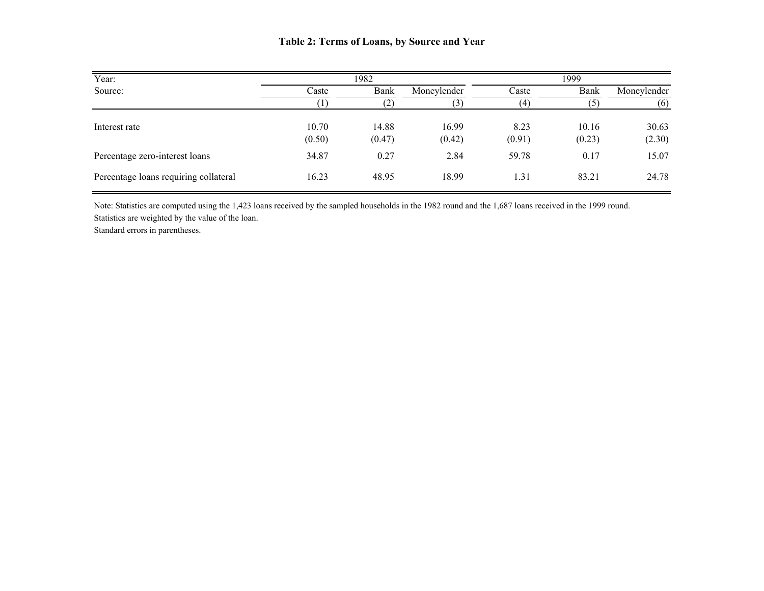**Table 2: Terms of Loans, by Source and Year**

| Year: | 1982 | | | 1999 | | |
|---|---|---|---|---|---|---|
| Source: | Caste | Bank | Moneylender | Caste | Bank | Moneylender |
| | (1) | (2) | (3) | (4) | (5) | (6) |
| Interest rate | 10.70 | 14.88 | 16.99 | 8.23 | 10.16 | 30.63 |
| | (0.50) | (0.47) | (0.42) | (0.91) | (0.23) | (2.30) |
| Percentage zero-interest loans | 34.87 | 0.27 | 2.84 | 59.78 | 0.17 | 15.07 |
| Percentage loans requiring collateral | 16.23 | 48.95 | 18.99 | 1.31 | 83.21 | 24.78 |

Note: Statistics are computed using the 1,423 loans received by the sampled households in the 1982 round and the 1,687 loans received in the 1999 round.
Statistics are weighted by the value of the loan.
Standard errors in parentheses.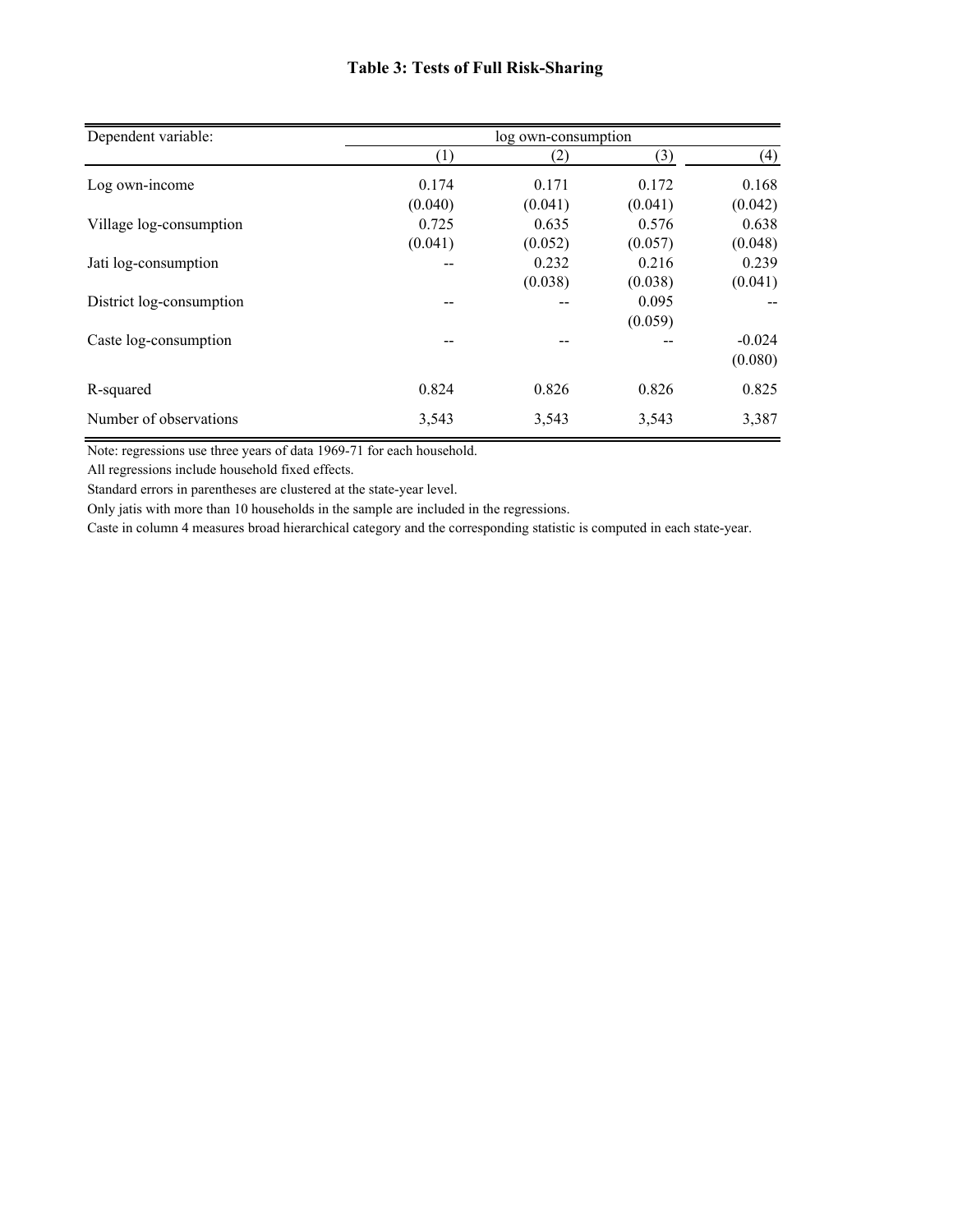# Table 3: Tests of Full Risk-Sharing

| Dependent variable: | log own-consumption | | | |
|---|---|---|---|---|
| | (1) | (2) | (3) | (4) |
| Log own-income | 0.174 | 0.171 | 0.172 | 0.168 |
| | (0.040) | (0.041) | (0.041) | (0.042) |
| Village log-consumption | 0.725 | 0.635 | 0.576 | 0.638 |
| | (0.041) | (0.052) | (0.057) | (0.048) |
| Jati log-consumption | -- | 0.232 | 0.216 | 0.239 |
| | | (0.038) | (0.038) | (0.041) |
| District log-consumption | -- | -- | 0.095 | -- |
| | | | (0.059) | |
| Caste log-consumption | -- | -- | -- | -0.024 |
| | | | | (0.080) |
| R-squared | 0.824 | 0.826 | 0.826 | 0.825 |
| Number of observations | 3,543 | 3,543 | 3,543 | 3,387 |

Note: regressions use three years of data 1969-71 for each household.

All regressions include household fixed effects.

Standard errors in parentheses are clustered at the state-year level.

Only jatis with more than 10 households in the sample are included in the regressions.

Caste in column 4 measures broad hierarchical category and the corresponding statistic is computed in each state-year.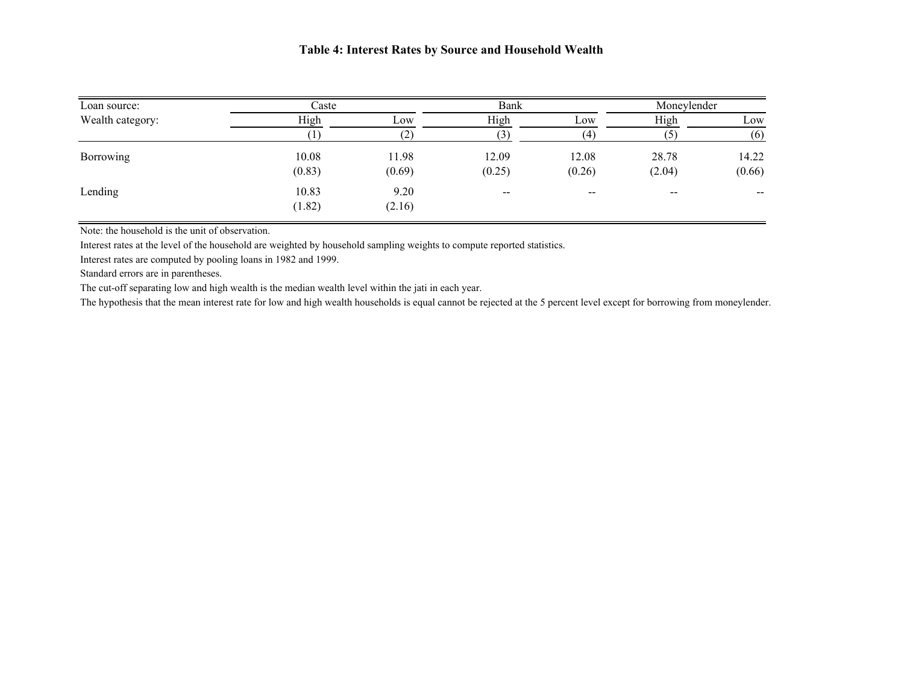**Table 4: Interest Rates by Source and Household Wealth**

| Loan source: | Caste | | Bank | | Moneylender | |
|---|---|---|---|---|---|---|
| Wealth category: | High | Low | High | Low | High | Low |
| | (1) | (2) | (3) | (4) | (5) | (6) |
| Borrowing | 10.08 | 11.98 | 12.09 | 12.08 | 28.78 | 14.22 |
| | (0.83) | (0.69) | (0.25) | (0.26) | (2.04) | (0.66) |
| Lending | 10.83 | 9.20 | -- | -- | -- | -- |
| | (1.82) | (2.16) | | | | |

Note: the household is the unit of observation.

Interest rates at the level of the household are weighted by household sampling weights to compute reported statistics.

Interest rates are computed by pooling loans in 1982 and 1999.

Standard errors are in parentheses.

The cut-off separating low and high wealth is the median wealth level within the jati in each year.

The hypothesis that the mean interest rate for low and high wealth households is equal cannot be rejected at the 5 percent level except for borrowing from moneylender.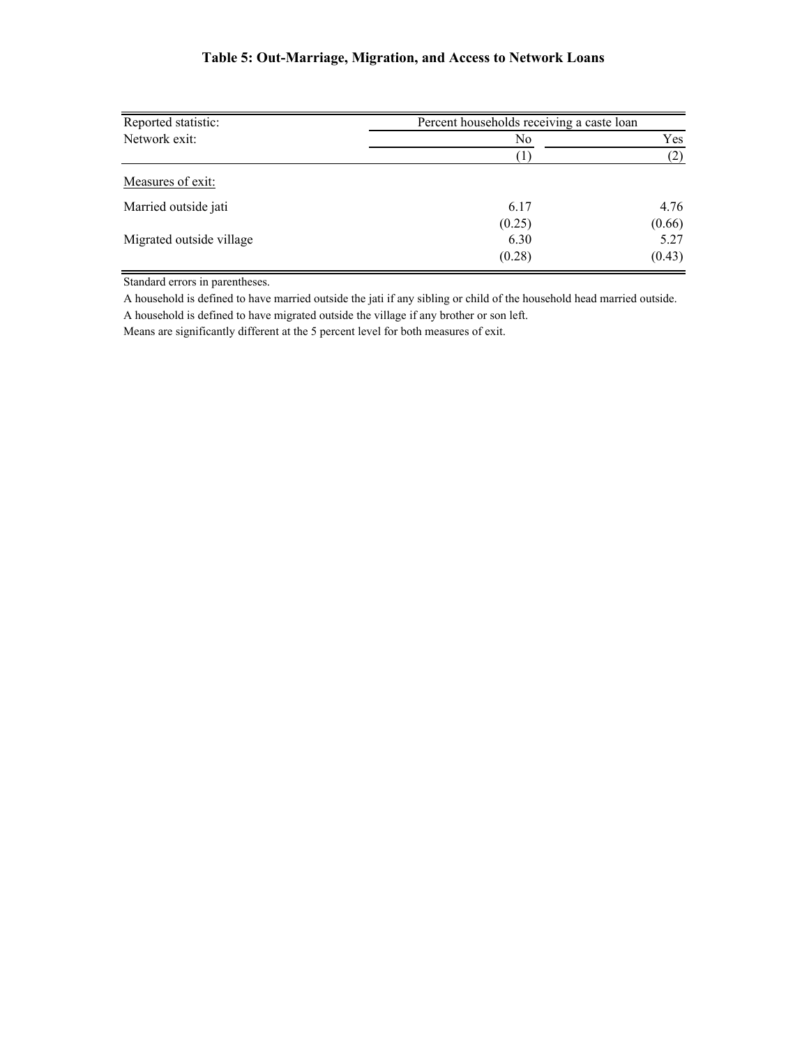# Table 5: Out-Marriage, Migration, and Access to Network Loans

| Reported statistic: | Percent households receiving a caste loan | |
|---|---|---|
| Network exit: | No | Yes |
| | (1) | (2) |
| Measures of exit: | | |
| Married outside jati | 6.17 | 4.76 |
| | (0.25) | (0.66) |
| Migrated outside village | 6.30 | 5.27 |
| | (0.28) | (0.43) |

Standard errors in parentheses.

A household is defined to have married outside the jati if any sibling or child of the household head married outside.

A household is defined to have migrated outside the village if any brother or son left.

Means are significantly different at the 5 percent level for both measures of exit.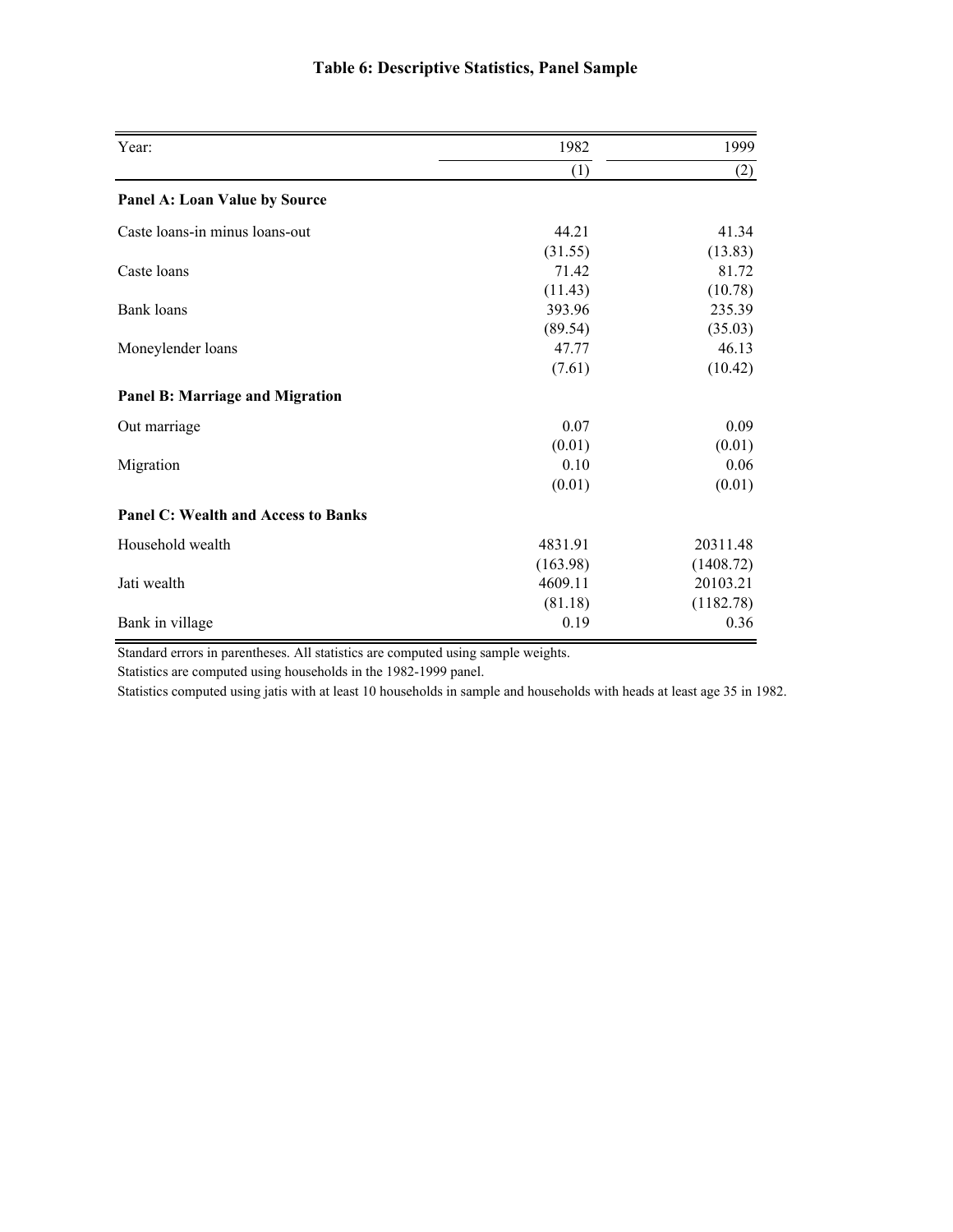# Table 6: Descriptive Statistics, Panel Sample

| Year: | 1982 | 1999 |
|---|---|---|
| | (1) | (2) |
| **Panel A: Loan Value by Source** | | |
| Caste loans-in minus loans-out | 44.21 | 41.34 |
| | (31.55) | (13.83) |
| Caste loans | 71.42 | 81.72 |
| | (11.43) | (10.78) |
| Bank loans | 393.96 | 235.39 |
| | (89.54) | (35.03) |
| Moneylender loans | 47.77 | 46.13 |
| | (7.61) | (10.42) |
| **Panel B: Marriage and Migration** | | |
| Out marriage | 0.07 | 0.09 |
| | (0.01) | (0.01) |
| Migration | 0.10 | 0.06 |
| | (0.01) | (0.01) |
| **Panel C: Wealth and Access to Banks** | | |
| Household wealth | 4831.91 | 20311.48 |
| | (163.98) | (1408.72) |
| Jati wealth | 4609.11 | 20103.21 |
| | (81.18) | (1182.78) |
| Bank in village | 0.19 | 0.36 |

Standard errors in parentheses. All statistics are computed using sample weights.

Statistics are computed using households in the 1982-1999 panel.

Statistics computed using jatis with at least 10 households in sample and households with heads at least age 35 in 1982.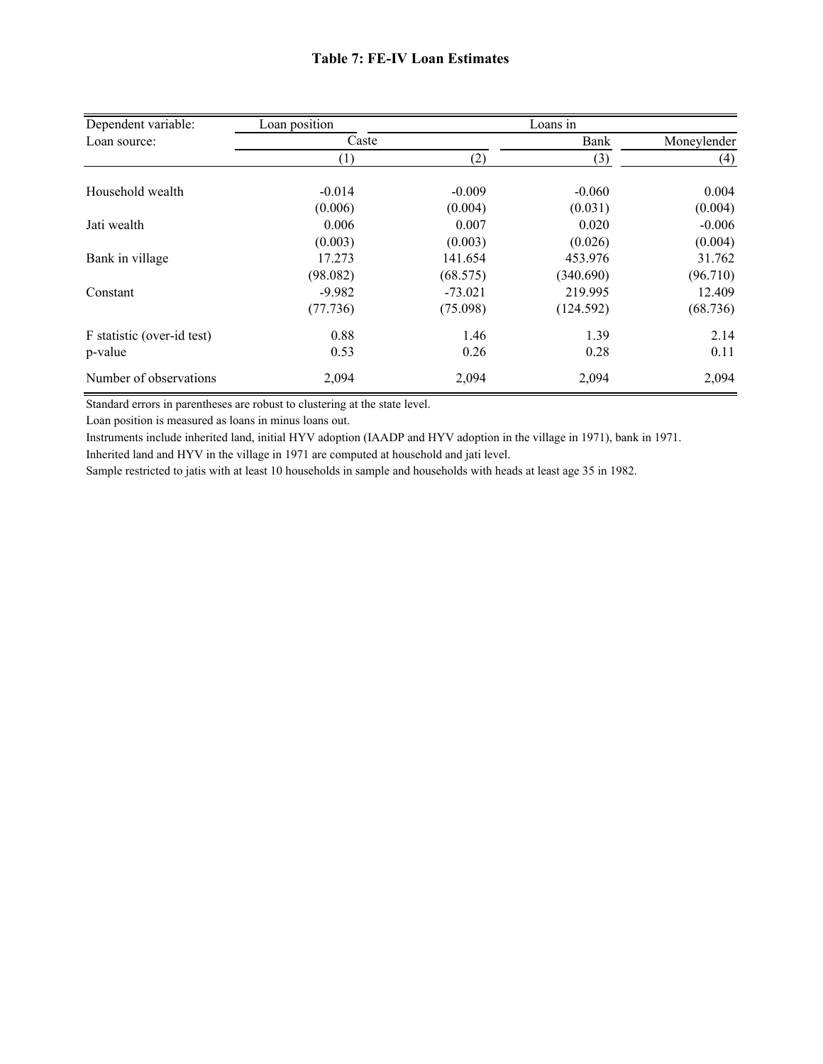**Table 7: FE-IV Loan Estimates**

| Dependent variable: | Loan position | Loans in | | |
|---|---|---|---|---|
| Loan source: | Caste | | Bank | Moneylender |
| | (1) | (2) | (3) | (4) |
| Household wealth | -0.014 | -0.009 | -0.060 | 0.004 |
| | (0.006) | (0.004) | (0.031) | (0.004) |
| Jati wealth | 0.006 | 0.007 | 0.020 | -0.006 |
| | (0.003) | (0.003) | (0.026) | (0.004) |
| Bank in village | 17.273 | 141.654 | 453.976 | 31.762 |
| | (98.082) | (68.575) | (340.690) | (96.710) |
| Constant | -9.982 | -73.021 | 219.995 | 12.409 |
| | (77.736) | (75.098) | (124.592) | (68.736) |
| F statistic (over-id test) | 0.88 | 1.46 | 1.39 | 2.14 |
| p-value | 0.53 | 0.26 | 0.28 | 0.11 |
| Number of observations | 2,094 | 2,094 | 2,094 | 2,094 |

Standard errors in parentheses are robust to clustering at the state level.

Loan position is measured as loans in minus loans out.

Instruments include inherited land, initial HYV adoption (IAADP and HYV adoption in the village in 1971), bank in 1971.

Inherited land and HYV in the village in 1971 are computed at household and jati level.

Sample restricted to jatis with at least 10 households in sample and households with heads at least age 35 in 1982.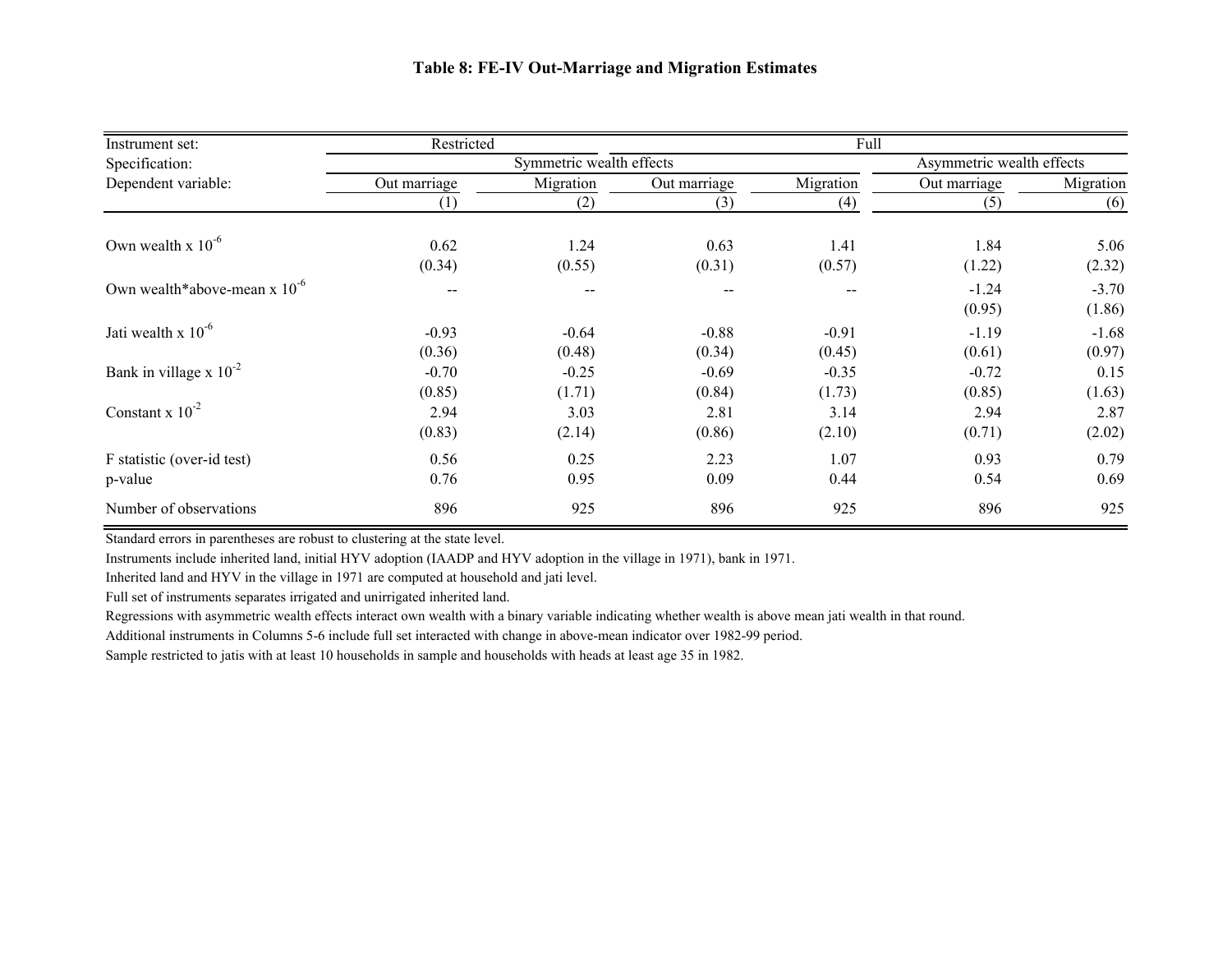**Table 8: FE-IV Out-Marriage and Migration Estimates**

| Instrument set: | Restricted | | Full | | | |
|---|---|---|---|---|---|---|
| Specification: | Symmetric wealth effects | | | | Asymmetric wealth effects | |
| Dependent variable: | Out marriage | Migration | Out marriage | Migration | Out marriage | Migration |
| | (1) | (2) | (3) | (4) | (5) | (6) |
| Own wealth x $10^{-6}$ | 0.62 | 1.24 | 0.63 | 1.41 | 1.84 | 5.06 |
| | (0.34) | (0.55) | (0.31) | (0.57) | (1.22) | (2.32) |
| Own wealth*above-mean x $10^{-6}$ | -- | -- | -- | -- | -1.24 | -3.70 |
| | | | | | (0.95) | (1.86) |
| Jati wealth x $10^{-6}$ | -0.93 | -0.64 | -0.88 | -0.91 | -1.19 | -1.68 |
| | (0.36) | (0.48) | (0.34) | (0.45) | (0.61) | (0.97) |
| Bank in village x $10^{-2}$ | -0.70 | -0.25 | -0.69 | -0.35 | -0.72 | 0.15 |
| | (0.85) | (1.71) | (0.84) | (1.73) | (0.85) | (1.63) |
| Constant x $10^{-2}$ | 2.94 | 3.03 | 2.81 | 3.14 | 2.94 | 2.87 |
| | (0.83) | (2.14) | (0.86) | (2.10) | (0.71) | (2.02) |
| F statistic (over-id test) | 0.56 | 0.25 | 2.23 | 1.07 | 0.93 | 0.79 |
| p-value | 0.76 | 0.95 | 0.09 | 0.44 | 0.54 | 0.69 |
| Number of observations | 896 | 925 | 896 | 925 | 896 | 925 |

Standard errors in parentheses are robust to clustering at the state level.

Instruments include inherited land, initial HYV adoption (IAADP and HYV adoption in the village in 1971), bank in 1971.

Inherited land and HYV in the village in 1971 are computed at household and jati level.

Full set of instruments separates irrigated and unirrigated inherited land.

Regressions with asymmetric wealth effects interact own wealth with a binary variable indicating whether wealth is above mean jati wealth in that round.

Additional instruments in Columns 5-6 include full set interacted with change in above-mean indicator over 1982-99 period.

Sample restricted to jatis with at least 10 households in sample and households with heads at least age 35 in 1982.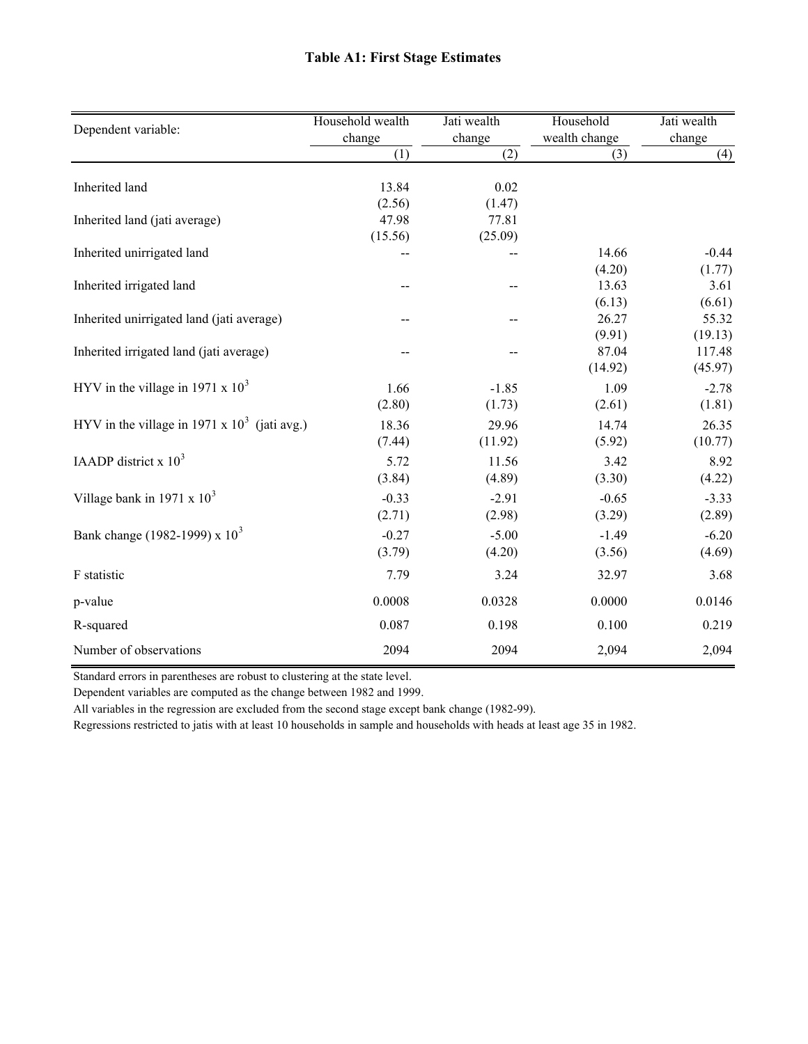**Table A1: First Stage Estimates**

| Dependent variable: | Household wealth change | Jati wealth change | Household wealth change | Jati wealth change |
|---|---|---|---|---|
| | (1) | (2) | (3) | (4) |
| Inherited land | 13.84 | 0.02 | | |
| | (2.56) | (1.47) | | |
| Inherited land (jati average) | 47.98 | 77.81 | | |
| | (15.56) | (25.09) | | |
| Inherited unirrigated land | -- | -- | 14.66 | -0.44 |
| | | | (4.20) | (1.77) |
| Inherited irrigated land | -- | -- | 13.63 | 3.61 |
| | | | (6.13) | (6.61) |
| Inherited unirrigated land (jati average) | -- | -- | 26.27 | 55.32 |
| | | | (9.91) | (19.13) |
| Inherited irrigated land (jati average) | -- | -- | 87.04 | 117.48 |
| | | | (14.92) | (45.97) |
| HYV in the village in 1971 x $10^3$ | 1.66 | -1.85 | 1.09 | -2.78 |
| | (2.80) | (1.73) | (2.61) | (1.81) |
| HYV in the village in 1971 x $10^3$ (jati avg.) | 18.36 | 29.96 | 14.74 | 26.35 |
| | (7.44) | (11.92) | (5.92) | (10.77) |
| IAADP district x $10^3$ | 5.72 | 11.56 | 3.42 | 8.92 |
| | (3.84) | (4.89) | (3.30) | (4.22) |
| Village bank in 1971 x $10^3$ | -0.33 | -2.91 | -0.65 | -3.33 |
| | (2.71) | (2.98) | (3.29) | (2.89) |
| Bank change (1982-1999) x $10^3$ | -0.27 | -5.00 | -1.49 | -6.20 |
| | (3.79) | (4.20) | (3.56) | (4.69) |
| F statistic | 7.79 | 3.24 | 32.97 | 3.68 |
| p-value | 0.0008 | 0.0328 | 0.0000 | 0.0146 |
| R-squared | 0.087 | 0.198 | 0.100 | 0.219 |
| Number of observations | 2094 | 2094 | 2,094 | 2,094 |

Standard errors in parentheses are robust to clustering at the state level.

Dependent variables are computed as the change between 1982 and 1999.

All variables in the regression are excluded from the second stage except bank change (1982-99).

Regressions restricted to jatis with at least 10 households in sample and households with heads at least age 35 in 1982.